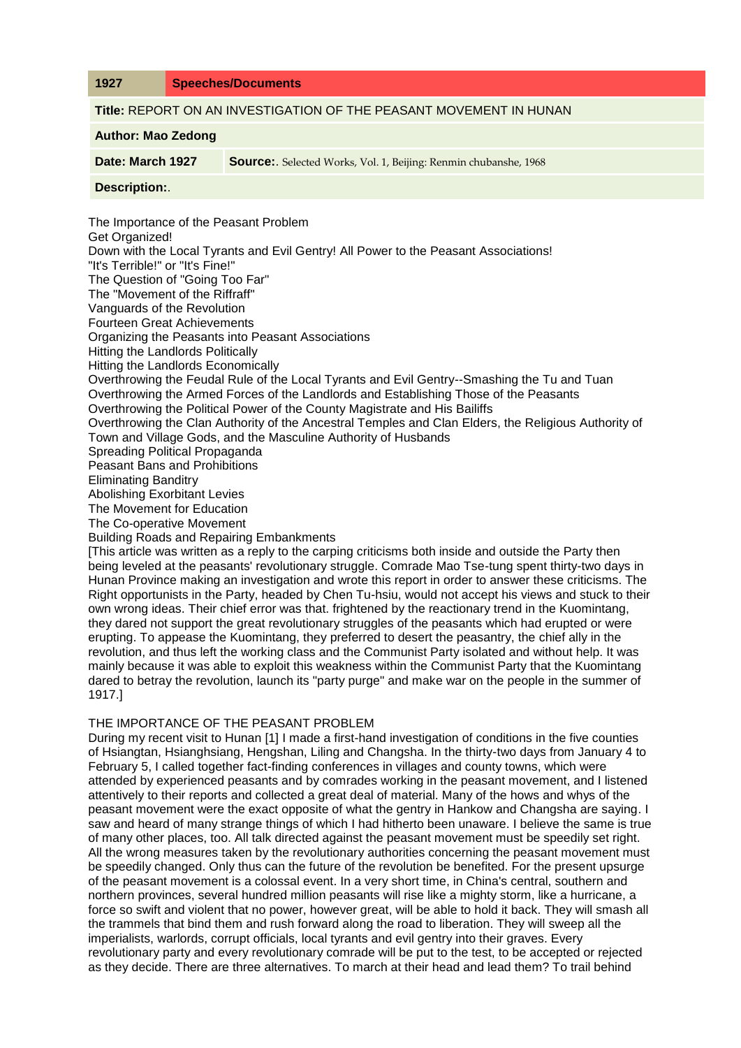| 1927 | Speeches/Documents |
| --- | --- |

**Title:** REPORT ON AN INVESTIGATION OF THE PEASANT MOVEMENT IN HUNAN

**Author: Mao Zedong**

**Date: March 1927** | **Source:**. Selected Works, Vol. 1, Beijing: Renmin chubanshe, 1968

**Description:**.

The Importance of the Peasant Problem
Get Organized!
Down with the Local Tyrants and Evil Gentry! All Power to the Peasant Associations!
"It's Terrible!" or "It's Fine!"
The Question of "Going Too Far"
The "Movement of the Riffraff"
Vanguards of the Revolution
Fourteen Great Achievements
Organizing the Peasants into Peasant Associations
Hitting the Landlords Politically
Hitting the Landlords Economically
Overthrowing the Feudal Rule of the Local Tyrants and Evil Gentry--Smashing the Tu and Tuan
Overthrowing the Armed Forces of the Landlords and Establishing Those of the Peasants
Overthrowing the Political Power of the County Magistrate and His Bailiffs
Overthrowing the Clan Authority of the Ancestral Temples and Clan Elders, the Religious Authority of Town and Village Gods, and the Masculine Authority of Husbands
Spreading Political Propaganda
Peasant Bans and Prohibitions
Eliminating Banditry
Abolishing Exorbitant Levies
The Movement for Education
The Co-operative Movement
Building Roads and Repairing Embankments

[This article was written as a reply to the carping criticisms both inside and outside the Party then being leveled at the peasants' revolutionary struggle. Comrade Mao Tse-tung spent thirty-two days in Hunan Province making an investigation and wrote this report in order to answer these criticisms. The Right opportunists in the Party, headed by Chen Tu-hsiu, would not accept his views and stuck to their own wrong ideas. Their chief error was that. frightened by the reactionary trend in the Kuomintang, they dared not support the great revolutionary struggles of the peasants which had erupted or were erupting. To appease the Kuomintang, they preferred to desert the peasantry, the chief ally in the revolution, and thus left the working class and the Communist Party isolated and without help. It was mainly because it was able to exploit this weakness within the Communist Party that the Kuomintang dared to betray the revolution, launch its "party purge" and make war on the people in the summer of 1917.]

THE IMPORTANCE OF THE PEASANT PROBLEM

During my recent visit to Hunan [1] I made a first-hand investigation of conditions in the five counties of Hsiangtan, Hsianghsiang, Hengshan, Liling and Changsha. In the thirty-two days from January 4 to February 5, I called together fact-finding conferences in villages and county towns, which were attended by experienced peasants and by comrades working in the peasant movement, and I listened attentively to their reports and collected a great deal of material. Many of the hows and whys of the peasant movement were the exact opposite of what the gentry in Hankow and Changsha are saying. I saw and heard of many strange things of which I had hitherto been unaware. I believe the same is true of many other places, too. All talk directed against the peasant movement must be speedily set right. All the wrong measures taken by the revolutionary authorities concerning the peasant movement must be speedily changed. Only thus can the future of the revolution be benefited. For the present upsurge of the peasant movement is a colossal event. In a very short time, in China's central, southern and northern provinces, several hundred million peasants will rise like a mighty storm, like a hurricane, a force so swift and violent that no power, however great, will be able to hold it back. They will smash all the trammels that bind them and rush forward along the road to liberation. They will sweep all the imperialists, warlords, corrupt officials, local tyrants and evil gentry into their graves. Every revolutionary party and every revolutionary comrade will be put to the test, to be accepted or rejected as they decide. There are three alternatives. To march at their head and lead them? To trail behind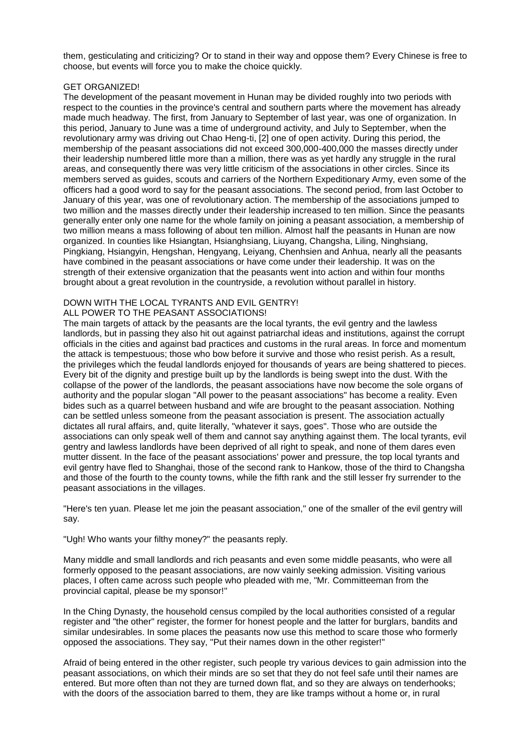them, gesticulating and criticizing? Or to stand in their way and oppose them? Every Chinese is free to choose, but events will force you to make the choice quickly.

## GET ORGANIZED!

The development of the peasant movement in Hunan may be divided roughly into two periods with respect to the counties in the province's central and southern parts where the movement has already made much headway. The first, from January to September of last year, was one of organization. In this period, January to June was a time of underground activity, and July to September, when the revolutionary army was driving out Chao Heng-ti, [2] one of open activity. During this period, the membership of the peasant associations did not exceed 300,000-400,000 the masses directly under their leadership numbered little more than a million, there was as yet hardly any struggle in the rural areas, and consequently there was very little criticism of the associations in other circles. Since its members served as guides, scouts and carriers of the Northern Expeditionary Army, even some of the officers had a good word to say for the peasant associations. The second period, from last October to January of this year, was one of revolutionary action. The membership of the associations jumped to two million and the masses directly under their leadership increased to ten million. Since the peasants generally enter only one name for the whole family on joining a peasant association, a membership of two million means a mass following of about ten million. Almost half the peasants in Hunan are now organized. In counties like Hsiangtan, Hsianghsiang, Liuyang, Changsha, Liling, Ninghsiang, Pingkiang, Hsiangyin, Hengshan, Hengyang, Leiyang, Chenhsien and Anhua, nearly all the peasants have combined in the peasant associations or have come under their leadership. It was on the strength of their extensive organization that the peasants went into action and within four months brought about a great revolution in the countryside, a revolution without parallel in history.

## DOWN WITH THE LOCAL TYRANTS AND EVIL GENTRY!
## ALL POWER TO THE PEASANT ASSOCIATIONS!

The main targets of attack by the peasants are the local tyrants, the evil gentry and the lawless landlords, but in passing they also hit out against patriarchal ideas and institutions, against the corrupt officials in the cities and against bad practices and customs in the rural areas. In force and momentum the attack is tempestuous; those who bow before it survive and those who resist perish. As a result, the privileges which the feudal landlords enjoyed for thousands of years are being shattered to pieces. Every bit of the dignity and prestige built up by the landlords is being swept into the dust. With the collapse of the power of the landlords, the peasant associations have now become the sole organs of authority and the popular slogan "All power to the peasant associations" has become a reality. Even bides such as a quarrel between husband and wife are brought to the peasant association. Nothing can be settled unless someone from the peasant association is present. The association actually dictates all rural affairs, and, quite literally, "whatever it says, goes". Those who are outside the associations can only speak well of them and cannot say anything against them. The local tyrants, evil gentry and lawless landlords have been deprived of all right to speak, and none of them dares even mutter dissent. In the face of the peasant associations' power and pressure, the top local tyrants and evil gentry have fled to Shanghai, those of the second rank to Hankow, those of the third to Changsha and those of the fourth to the county towns, while the fifth rank and the still lesser fry surrender to the peasant associations in the villages.

"Here's ten yuan. Please let me join the peasant association," one of the smaller of the evil gentry will say.

"Ugh! Who wants your filthy money?" the peasants reply.

Many middle and small landlords and rich peasants and even some middle peasants, who were all formerly opposed to the peasant associations, are now vainly seeking admission. Visiting various places, I often came across such people who pleaded with me, "Mr. Committeeman from the provincial capital, please be my sponsor!"

In the Ching Dynasty, the household census compiled by the local authorities consisted of a regular register and "the other" register, the former for honest people and the latter for burglars, bandits and similar undesirables. In some places the peasants now use this method to scare those who formerly opposed the associations. They say, "Put their names down in the other register!"

Afraid of being entered in the other register, such people try various devices to gain admission into the peasant associations, on which their minds are so set that they do not feel safe until their names are entered. But more often than not they are turned down flat, and so they are always on tenderhooks; with the doors of the association barred to them, they are like tramps without a home or, in rural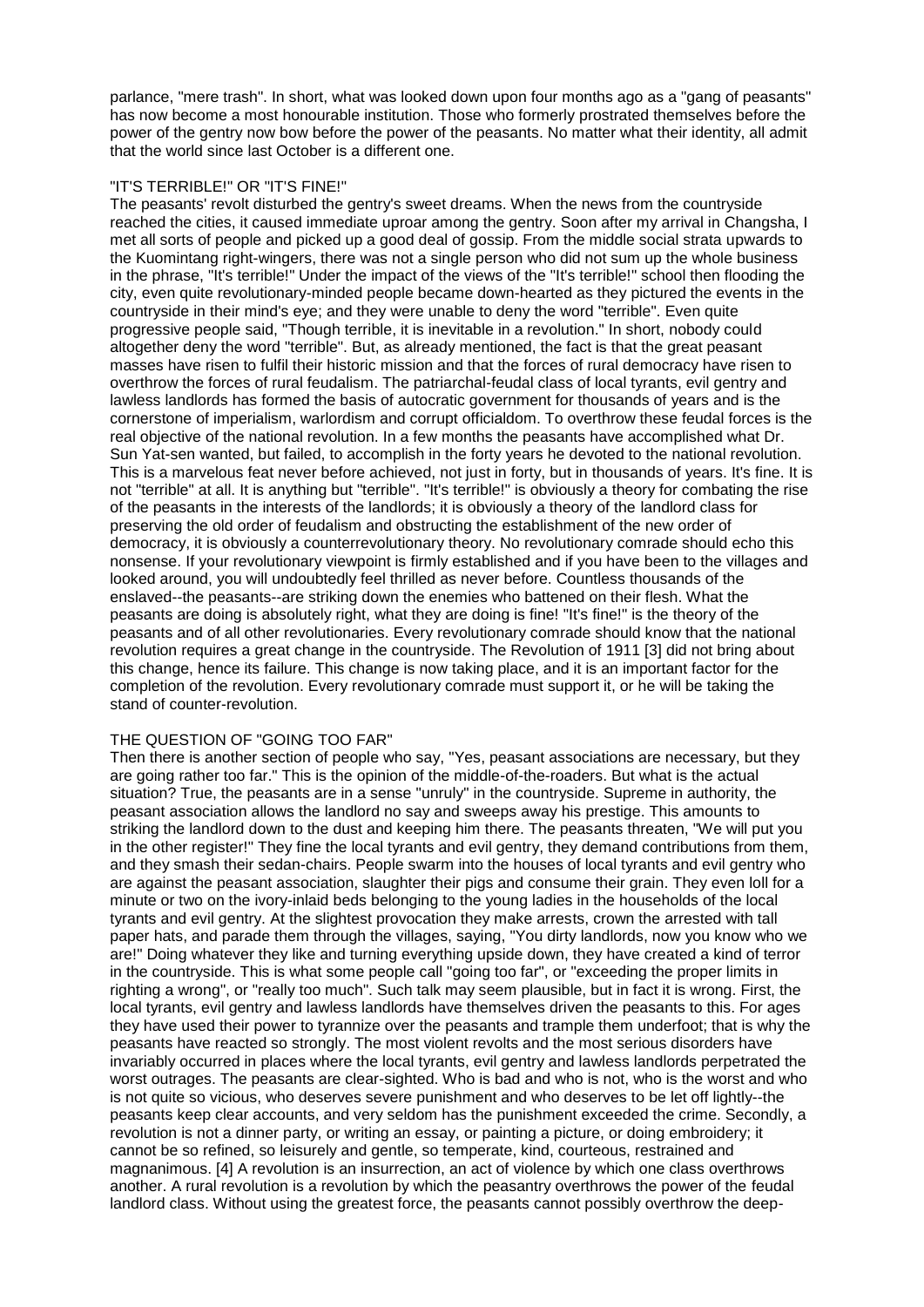parlance, "mere trash". In short, what was looked down upon four months ago as a "gang of peasants" has now become a most honourable institution. Those who formerly prostrated themselves before the power of the gentry now bow before the power of the peasants. No matter what their identity, all admit that the world since last October is a different one.

## "IT'S TERRIBLE!" OR "IT'S FINE!"

The peasants' revolt disturbed the gentry's sweet dreams. When the news from the countryside reached the cities, it caused immediate uproar among the gentry. Soon after my arrival in Changsha, I met all sorts of people and picked up a good deal of gossip. From the middle social strata upwards to the Kuomintang right-wingers, there was not a single person who did not sum up the whole business in the phrase, "It's terrible!" Under the impact of the views of the "It's terrible!" school then flooding the city, even quite revolutionary-minded people became down-hearted as they pictured the events in the countryside in their mind's eye; and they were unable to deny the word "terrible". Even quite progressive people said, "Though terrible, it is inevitable in a revolution." In short, nobody could altogether deny the word "terrible". But, as already mentioned, the fact is that the great peasant masses have risen to fulfil their historic mission and that the forces of rural democracy have risen to overthrow the forces of rural feudalism. The patriarchal-feudal class of local tyrants, evil gentry and lawless landlords has formed the basis of autocratic government for thousands of years and is the cornerstone of imperialism, warlordism and corrupt officialdom. To overthrow these feudal forces is the real objective of the national revolution. In a few months the peasants have accomplished what Dr. Sun Yat-sen wanted, but failed, to accomplish in the forty years he devoted to the national revolution. This is a marvelous feat never before achieved, not just in forty, but in thousands of years. It's fine. It is not "terrible" at all. It is anything but "terrible". "It's terrible!" is obviously a theory for combating the rise of the peasants in the interests of the landlords; it is obviously a theory of the landlord class for preserving the old order of feudalism and obstructing the establishment of the new order of democracy, it is obviously a counterrevolutionary theory. No revolutionary comrade should echo this nonsense. If your revolutionary viewpoint is firmly established and if you have been to the villages and looked around, you will undoubtedly feel thrilled as never before. Countless thousands of the enslaved--the peasants--are striking down the enemies who battened on their flesh. What the peasants are doing is absolutely right, what they are doing is fine! "It's fine!" is the theory of the peasants and of all other revolutionaries. Every revolutionary comrade should know that the national revolution requires a great change in the countryside. The Revolution of 1911 [3] did not bring about this change, hence its failure. This change is now taking place, and it is an important factor for the completion of the revolution. Every revolutionary comrade must support it, or he will be taking the stand of counter-revolution.

## THE QUESTION OF "GOING TOO FAR"

Then there is another section of people who say, "Yes, peasant associations are necessary, but they are going rather too far." This is the opinion of the middle-of-the-roaders. But what is the actual situation? True, the peasants are in a sense "unruly" in the countryside. Supreme in authority, the peasant association allows the landlord no say and sweeps away his prestige. This amounts to striking the landlord down to the dust and keeping him there. The peasants threaten, "We will put you in the other register!" They fine the local tyrants and evil gentry, they demand contributions from them, and they smash their sedan-chairs. People swarm into the houses of local tyrants and evil gentry who are against the peasant association, slaughter their pigs and consume their grain. They even loll for a minute or two on the ivory-inlaid beds belonging to the young ladies in the households of the local tyrants and evil gentry. At the slightest provocation they make arrests, crown the arrested with tall paper hats, and parade them through the villages, saying, "You dirty landlords, now you know who we are!" Doing whatever they like and turning everything upside down, they have created a kind of terror in the countryside. This is what some people call "going too far", or "exceeding the proper limits in righting a wrong", or "really too much". Such talk may seem plausible, but in fact it is wrong. First, the local tyrants, evil gentry and lawless landlords have themselves driven the peasants to this. For ages they have used their power to tyrannize over the peasants and trample them underfoot; that is why the peasants have reacted so strongly. The most violent revolts and the most serious disorders have invariably occurred in places where the local tyrants, evil gentry and lawless landlords perpetrated the worst outrages. The peasants are clear-sighted. Who is bad and who is not, who is the worst and who is not quite so vicious, who deserves severe punishment and who deserves to be let off lightly--the peasants keep clear accounts, and very seldom has the punishment exceeded the crime. Secondly, a revolution is not a dinner party, or writing an essay, or painting a picture, or doing embroidery; it cannot be so refined, so leisurely and gentle, so temperate, kind, courteous, restrained and magnanimous. [4] A revolution is an insurrection, an act of violence by which one class overthrows another. A rural revolution is a revolution by which the peasantry overthrows the power of the feudal landlord class. Without using the greatest force, the peasants cannot possibly overthrow the deep-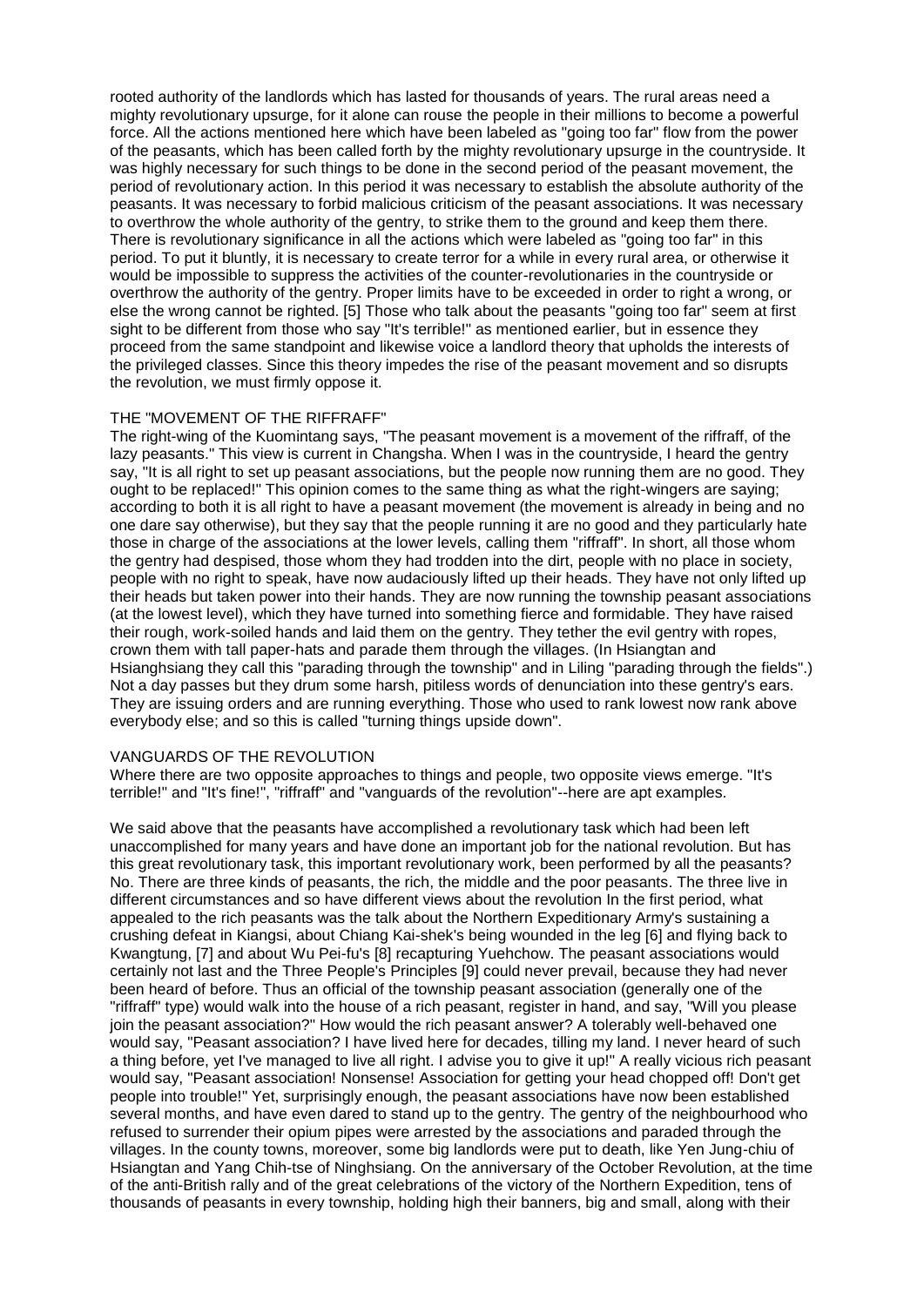rooted authority of the landlords which has lasted for thousands of years. The rural areas need a mighty revolutionary upsurge, for it alone can rouse the people in their millions to become a powerful force. All the actions mentioned here which have been labeled as "going too far" flow from the power of the peasants, which has been called forth by the mighty revolutionary upsurge in the countryside. It was highly necessary for such things to be done in the second period of the peasant movement, the period of revolutionary action. In this period it was necessary to establish the absolute authority of the peasants. It was necessary to forbid malicious criticism of the peasant associations. It was necessary to overthrow the whole authority of the gentry, to strike them to the ground and keep them there. There is revolutionary significance in all the actions which were labeled as "going too far" in this period. To put it bluntly, it is necessary to create terror for a while in every rural area, or otherwise it would be impossible to suppress the activities of the counter-revolutionaries in the countryside or overthrow the authority of the gentry. Proper limits have to be exceeded in order to right a wrong, or else the wrong cannot be righted. [5] Those who talk about the peasants "going too far" seem at first sight to be different from those who say "It's terrible!" as mentioned earlier, but in essence they proceed from the same standpoint and likewise voice a landlord theory that upholds the interests of the privileged classes. Since this theory impedes the rise of the peasant movement and so disrupts the revolution, we must firmly oppose it.

## THE "MOVEMENT OF THE RIFFRAFF"

The right-wing of the Kuomintang says, "The peasant movement is a movement of the riffraff, of the lazy peasants." This view is current in Changsha. When I was in the countryside, I heard the gentry say, "It is all right to set up peasant associations, but the people now running them are no good. They ought to be replaced!" This opinion comes to the same thing as what the right-wingers are saying; according to both it is all right to have a peasant movement (the movement is already in being and no one dare say otherwise), but they say that the people running it are no good and they particularly hate those in charge of the associations at the lower levels, calling them "riffraff". In short, all those whom the gentry had despised, those whom they had trodden into the dirt, people with no place in society, people with no right to speak, have now audaciously lifted up their heads. They have not only lifted up their heads but taken power into their hands. They are now running the township peasant associations (at the lowest level), which they have turned into something fierce and formidable. They have raised their rough, work-soiled hands and laid them on the gentry. They tether the evil gentry with ropes, crown them with tall paper-hats and parade them through the villages. (In Hsiangtan and Hsianghsiang they call this "parading through the township" and in Liling "parading through the fields".) Not a day passes but they drum some harsh, pitiless words of denunciation into these gentry's ears. They are issuing orders and are running everything. Those who used to rank lowest now rank above everybody else; and so this is called "turning things upside down".

## VANGUARDS OF THE REVOLUTION

Where there are two opposite approaches to things and people, two opposite views emerge. "It's terrible!" and "It's fine!", "riffraff" and "vanguards of the revolution"--here are apt examples.

We said above that the peasants have accomplished a revolutionary task which had been left unaccomplished for many years and have done an important job for the national revolution. But has this great revolutionary task, this important revolutionary work, been performed by all the peasants? No. There are three kinds of peasants, the rich, the middle and the poor peasants. The three live in different circumstances and so have different views about the revolution In the first period, what appealed to the rich peasants was the talk about the Northern Expeditionary Army's sustaining a crushing defeat in Kiangsi, about Chiang Kai-shek's being wounded in the leg [6] and flying back to Kwangtung, [7] and about Wu Pei-fu's [8] recapturing Yuehchow. The peasant associations would certainly not last and the Three People's Principles [9] could never prevail, because they had never been heard of before. Thus an official of the township peasant association (generally one of the "riffraff" type) would walk into the house of a rich peasant, register in hand, and say, "Will you please join the peasant association?" How would the rich peasant answer? A tolerably well-behaved one would say, "Peasant association? I have lived here for decades, tilling my land. I never heard of such a thing before, yet I've managed to live all right. I advise you to give it up!" A really vicious rich peasant would say, "Peasant association! Nonsense! Association for getting your head chopped off! Don't get people into trouble!" Yet, surprisingly enough, the peasant associations have now been established several months, and have even dared to stand up to the gentry. The gentry of the neighbourhood who refused to surrender their opium pipes were arrested by the associations and paraded through the villages. In the county towns, moreover, some big landlords were put to death, like Yen Jung-chiu of Hsiangtan and Yang Chih-tse of Ninghsiang. On the anniversary of the October Revolution, at the time of the anti-British rally and of the great celebrations of the victory of the Northern Expedition, tens of thousands of peasants in every township, holding high their banners, big and small, along with their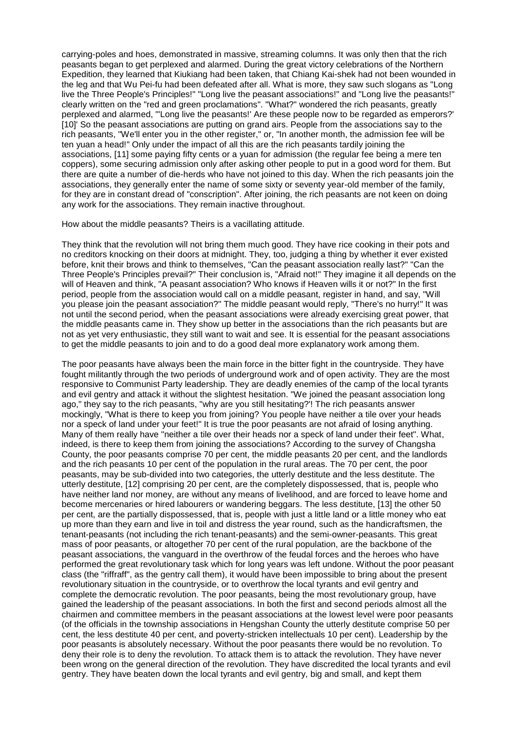carrying-poles and hoes, demonstrated in massive, streaming columns. It was only then that the rich peasants began to get perplexed and alarmed. During the great victory celebrations of the Northern Expedition, they learned that Kiukiang had been taken, that Chiang Kai-shek had not been wounded in the leg and that Wu Pei-fu had been defeated after all. What is more, they saw such slogans as "Long live the Three People's Principles!" "Long live the peasant associations!" and "Long live the peasants!" clearly written on the "red and green proclamations". "What?" wondered the rich peasants, greatly perplexed and alarmed, "'Long live the peasants!' Are these people now to be regarded as emperors?' [10]' So the peasant associations are putting on grand airs. People from the associations say to the rich peasants, "We'll enter you in the other register," or, "In another month, the admission fee will be ten yuan a head!" Only under the impact of all this are the rich peasants tardily joining the associations, [11] some paying fifty cents or a yuan for admission (the regular fee being a mere ten coppers), some securing admission only after asking other people to put in a good word for them. But there are quite a number of die-herds who have not joined to this day. When the rich peasants join the associations, they generally enter the name of some sixty or seventy year-old member of the family, for they are in constant dread of "conscription". After joining, the rich peasants are not keen on doing any work for the associations. They remain inactive throughout.

How about the middle peasants? Theirs is a vacillating attitude.

They think that the revolution will not bring them much good. They have rice cooking in their pots and no creditors knocking on their doors at midnight. They, too, judging a thing by whether it ever existed before, knit their brows and think to themselves, "Can the peasant association really last?" "Can the Three People's Principles prevail?" Their conclusion is, "Afraid not!" They imagine it all depends on the will of Heaven and think, "A peasant association? Who knows if Heaven wills it or not?" In the first period, people from the association would call on a middle peasant, register in hand, and say, "Will you please join the peasant association?" The middle peasant would reply, "There's no hurry!" It was not until the second period, when the peasant associations were already exercising great power, that the middle peasants came in. They show up better in the associations than the rich peasants but are not as yet very enthusiastic, they still want to wait and see. It is essential for the peasant associations to get the middle peasants to join and to do a good deal more explanatory work among them.

The poor peasants have always been the main force in the bitter fight in the countryside. They have fought militantly through the two periods of underground work and of open activity. They are the most responsive to Communist Party leadership. They are deadly enemies of the camp of the local tyrants and evil gentry and attack it without the slightest hesitation. "We joined the peasant association long ago," they say to the rich peasants, "why are you still hesitating?'! The rich peasants answer mockingly, "What is there to keep you from joining? You people have neither a tile over your heads nor a speck of land under your feet!" It is true the poor peasants are not afraid of losing anything. Many of them really have "neither a tile over their heads nor a speck of land under their feet". What, indeed, is there to keep them from joining the associations? According to the survey of Changsha County, the poor peasants comprise 70 per cent, the middle peasants 20 per cent, and the landlords and the rich peasants 10 per cent of the population in the rural areas. The 70 per cent, the poor peasants, may be sub-divided into two categories, the utterly destitute and the less destitute. The utterly destitute, [12] comprising 20 per cent, are the completely dispossessed, that is, people who have neither land nor money, are without any means of livelihood, and are forced to leave home and become mercenaries or hired labourers or wandering beggars. The less destitute, [13] the other 50 per cent, are the partially dispossessed, that is, people with just a little land or a little money who eat up more than they earn and live in toil and distress the year round, such as the handicraftsmen, the tenant-peasants (not including the rich tenant-peasants) and the semi-owner-peasants. This great mass of poor peasants, or altogether 70 per cent of the rural population, are the backbone of the peasant associations, the vanguard in the overthrow of the feudal forces and the heroes who have performed the great revolutionary task which for long years was left undone. Without the poor peasant class (the "riffraff", as the gentry call them), it would have been impossible to bring about the present revolutionary situation in the countryside, or to overthrow the local tyrants and evil gentry and complete the democratic revolution. The poor peasants, being the most revolutionary group, have gained the leadership of the peasant associations. In both the first and second periods almost all the chairmen and committee members in the peasant associations at the lowest level were poor peasants (of the officials in the township associations in Hengshan County the utterly destitute comprise 50 per cent, the less destitute 40 per cent, and poverty-stricken intellectuals 10 per cent). Leadership by the poor peasants is absolutely necessary. Without the poor peasants there would be no revolution. To deny their role is to deny the revolution. To attack them is to attack the revolution. They have never been wrong on the general direction of the revolution. They have discredited the local tyrants and evil gentry. They have beaten down the local tyrants and evil gentry, big and small, and kept them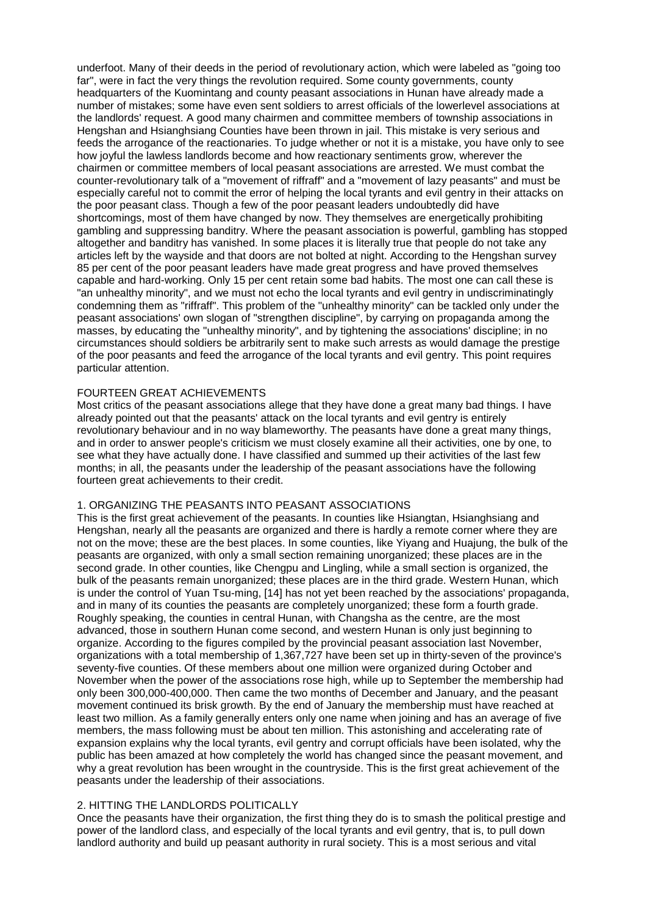underfoot. Many of their deeds in the period of revolutionary action, which were labeled as "going too far", were in fact the very things the revolution required. Some county governments, county headquarters of the Kuomintang and county peasant associations in Hunan have already made a number of mistakes; some have even sent soldiers to arrest officials of the lowerlevel associations at the landlords' request. A good many chairmen and committee members of township associations in Hengshan and Hsianghsiang Counties have been thrown in jail. This mistake is very serious and feeds the arrogance of the reactionaries. To judge whether or not it is a mistake, you have only to see how joyful the lawless landlords become and how reactionary sentiments grow, wherever the chairmen or committee members of local peasant associations are arrested. We must combat the counter-revolutionary talk of a "movement of riffraff" and a "movement of lazy peasants" and must be especially careful not to commit the error of helping the local tyrants and evil gentry in their attacks on the poor peasant class. Though a few of the poor peasant leaders undoubtedly did have shortcomings, most of them have changed by now. They themselves are energetically prohibiting gambling and suppressing banditry. Where the peasant association is powerful, gambling has stopped altogether and banditry has vanished. In some places it is literally true that people do not take any articles left by the wayside and that doors are not bolted at night. According to the Hengshan survey 85 per cent of the poor peasant leaders have made great progress and have proved themselves capable and hard-working. Only 15 per cent retain some bad habits. The most one can call these is "an unhealthy minority", and we must not echo the local tyrants and evil gentry in undiscriminatingly condemning them as "riffraff". This problem of the "unhealthy minority" can be tackled only under the peasant associations' own slogan of "strengthen discipline", by carrying on propaganda among the masses, by educating the "unhealthy minority", and by tightening the associations' discipline; in no circumstances should soldiers be arbitrarily sent to make such arrests as would damage the prestige of the poor peasants and feed the arrogance of the local tyrants and evil gentry. This point requires particular attention.

## FOURTEEN GREAT ACHIEVEMENTS

Most critics of the peasant associations allege that they have done a great many bad things. I have already pointed out that the peasants' attack on the local tyrants and evil gentry is entirely revolutionary behaviour and in no way blameworthy. The peasants have done a great many things, and in order to answer people's criticism we must closely examine all their activities, one by one, to see what they have actually done. I have classified and summed up their activities of the last few months; in all, the peasants under the leadership of the peasant associations have the following fourteen great achievements to their credit.

### 1. ORGANIZING THE PEASANTS INTO PEASANT ASSOCIATIONS

This is the first great achievement of the peasants. In counties like Hsiangtan, Hsianghsiang and Hengshan, nearly all the peasants are organized and there is hardly a remote corner where they are not on the move; these are the best places. In some counties, like Yiyang and Huajung, the bulk of the peasants are organized, with only a small section remaining unorganized; these places are in the second grade. In other counties, like Chengpu and Lingling, while a small section is organized, the bulk of the peasants remain unorganized; these places are in the third grade. Western Hunan, which is under the control of Yuan Tsu-ming, [14] has not yet been reached by the associations' propaganda, and in many of its counties the peasants are completely unorganized; these form a fourth grade. Roughly speaking, the counties in central Hunan, with Changsha as the centre, are the most advanced, those in southern Hunan come second, and western Hunan is only just beginning to organize. According to the figures compiled by the provincial peasant association last November, organizations with a total membership of 1,367,727 have been set up in thirty-seven of the province's seventy-five counties. Of these members about one million were organized during October and November when the power of the associations rose high, while up to September the membership had only been 300,000-400,000. Then came the two months of December and January, and the peasant movement continued its brisk growth. By the end of January the membership must have reached at least two million. As a family generally enters only one name when joining and has an average of five members, the mass following must be about ten million. This astonishing and accelerating rate of expansion explains why the local tyrants, evil gentry and corrupt officials have been isolated, why the public has been amazed at how completely the world has changed since the peasant movement, and why a great revolution has been wrought in the countryside. This is the first great achievement of the peasants under the leadership of their associations.

### 2. HITTING THE LANDLORDS POLITICALLY

Once the peasants have their organization, the first thing they do is to smash the political prestige and power of the landlord class, and especially of the local tyrants and evil gentry, that is, to pull down landlord authority and build up peasant authority in rural society. This is a most serious and vital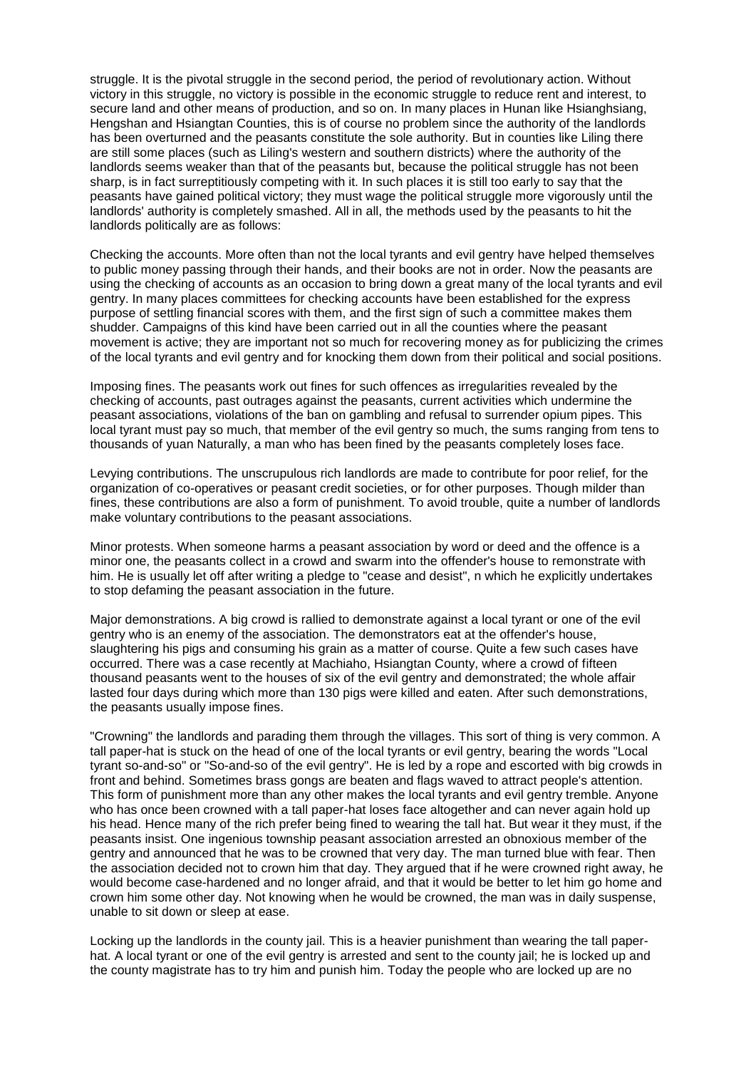struggle. It is the pivotal struggle in the second period, the period of revolutionary action. Without victory in this struggle, no victory is possible in the economic struggle to reduce rent and interest, to secure land and other means of production, and so on. In many places in Hunan like Hsianghsiang, Hengshan and Hsiangtan Counties, this is of course no problem since the authority of the landlords has been overturned and the peasants constitute the sole authority. But in counties like Liling there are still some places (such as Liling's western and southern districts) where the authority of the landlords seems weaker than that of the peasants but, because the political struggle has not been sharp, is in fact surreptitiously competing with it. In such places it is still too early to say that the peasants have gained political victory; they must wage the political struggle more vigorously until the landlords' authority is completely smashed. All in all, the methods used by the peasants to hit the landlords politically are as follows:

Checking the accounts. More often than not the local tyrants and evil gentry have helped themselves to public money passing through their hands, and their books are not in order. Now the peasants are using the checking of accounts as an occasion to bring down a great many of the local tyrants and evil gentry. In many places committees for checking accounts have been established for the express purpose of settling financial scores with them, and the first sign of such a committee makes them shudder. Campaigns of this kind have been carried out in all the counties where the peasant movement is active; they are important not so much for recovering money as for publicizing the crimes of the local tyrants and evil gentry and for knocking them down from their political and social positions.

Imposing fines. The peasants work out fines for such offences as irregularities revealed by the checking of accounts, past outrages against the peasants, current activities which undermine the peasant associations, violations of the ban on gambling and refusal to surrender opium pipes. This local tyrant must pay so much, that member of the evil gentry so much, the sums ranging from tens to thousands of yuan Naturally, a man who has been fined by the peasants completely loses face.

Levying contributions. The unscrupulous rich landlords are made to contribute for poor relief, for the organization of co-operatives or peasant credit societies, or for other purposes. Though milder than fines, these contributions are also a form of punishment. To avoid trouble, quite a number of landlords make voluntary contributions to the peasant associations.

Minor protests. When someone harms a peasant association by word or deed and the offence is a minor one, the peasants collect in a crowd and swarm into the offender's house to remonstrate with him. He is usually let off after writing a pledge to "cease and desist", n which he explicitly undertakes to stop defaming the peasant association in the future.

Major demonstrations. A big crowd is rallied to demonstrate against a local tyrant or one of the evil gentry who is an enemy of the association. The demonstrators eat at the offender's house, slaughtering his pigs and consuming his grain as a matter of course. Quite a few such cases have occurred. There was a case recently at Machiaho, Hsiangtan County, where a crowd of fifteen thousand peasants went to the houses of six of the evil gentry and demonstrated; the whole affair lasted four days during which more than 130 pigs were killed and eaten. After such demonstrations, the peasants usually impose fines.

"Crowning" the landlords and parading them through the villages. This sort of thing is very common. A tall paper-hat is stuck on the head of one of the local tyrants or evil gentry, bearing the words "Local tyrant so-and-so" or "So-and-so of the evil gentry". He is led by a rope and escorted with big crowds in front and behind. Sometimes brass gongs are beaten and flags waved to attract people's attention. This form of punishment more than any other makes the local tyrants and evil gentry tremble. Anyone who has once been crowned with a tall paper-hat loses face altogether and can never again hold up his head. Hence many of the rich prefer being fined to wearing the tall hat. But wear it they must, if the peasants insist. One ingenious township peasant association arrested an obnoxious member of the gentry and announced that he was to be crowned that very day. The man turned blue with fear. Then the association decided not to crown him that day. They argued that if he were crowned right away, he would become case-hardened and no longer afraid, and that it would be better to let him go home and crown him some other day. Not knowing when he would be crowned, the man was in daily suspense, unable to sit down or sleep at ease.

Locking up the landlords in the county jail. This is a heavier punishment than wearing the tall paper-hat. A local tyrant or one of the evil gentry is arrested and sent to the county jail; he is locked up and the county magistrate has to try him and punish him. Today the people who are locked up are no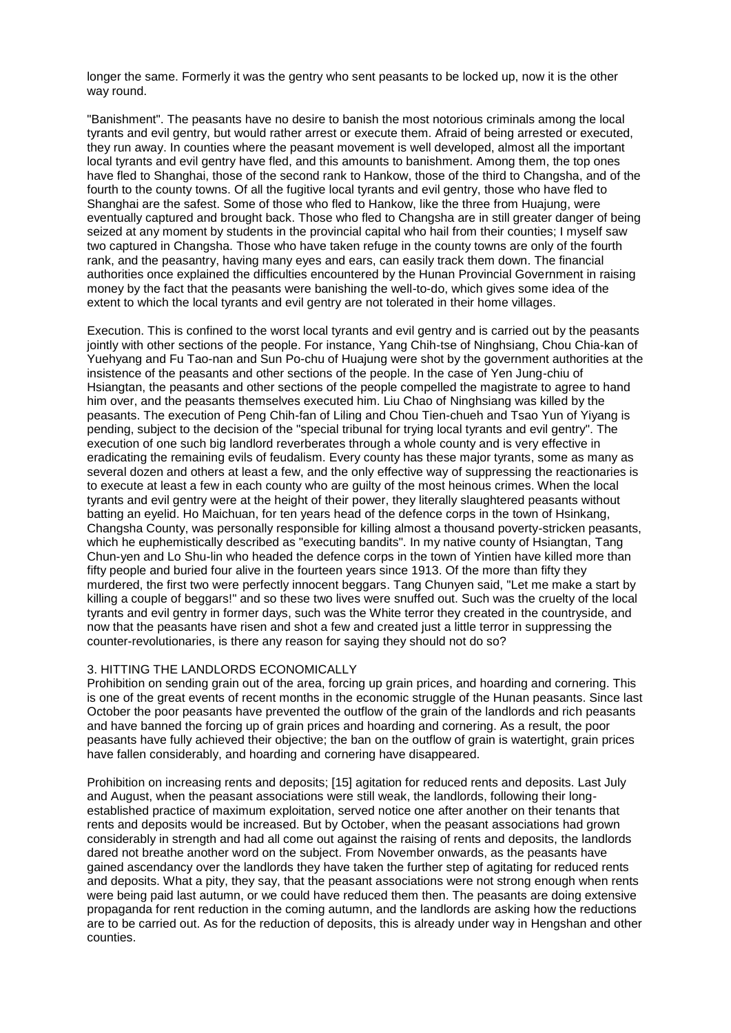longer the same. Formerly it was the gentry who sent peasants to be locked up, now it is the other way round.

"Banishment". The peasants have no desire to banish the most notorious criminals among the local tyrants and evil gentry, but would rather arrest or execute them. Afraid of being arrested or executed, they run away. In counties where the peasant movement is well developed, almost all the important local tyrants and evil gentry have fled, and this amounts to banishment. Among them, the top ones have fled to Shanghai, those of the second rank to Hankow, those of the third to Changsha, and of the fourth to the county towns. Of all the fugitive local tyrants and evil gentry, those who have fled to Shanghai are the safest. Some of those who fled to Hankow, like the three from Huajung, were eventually captured and brought back. Those who fled to Changsha are in still greater danger of being seized at any moment by students in the provincial capital who hail from their counties; I myself saw two captured in Changsha. Those who have taken refuge in the county towns are only of the fourth rank, and the peasantry, having many eyes and ears, can easily track them down. The financial authorities once explained the difficulties encountered by the Hunan Provincial Government in raising money by the fact that the peasants were banishing the well-to-do, which gives some idea of the extent to which the local tyrants and evil gentry are not tolerated in their home villages.

Execution. This is confined to the worst local tyrants and evil gentry and is carried out by the peasants jointly with other sections of the people. For instance, Yang Chih-tse of Ninghsiang, Chou Chia-kan of Yuehyang and Fu Tao-nan and Sun Po-chu of Huajung were shot by the government authorities at the insistence of the peasants and other sections of the people. In the case of Yen Jung-chiu of Hsiangtan, the peasants and other sections of the people compelled the magistrate to agree to hand him over, and the peasants themselves executed him. Liu Chao of Ninghsiang was killed by the peasants. The execution of Peng Chih-fan of Liling and Chou Tien-chueh and Tsao Yun of Yiyang is pending, subject to the decision of the "special tribunal for trying local tyrants and evil gentry". The execution of one such big landlord reverberates through a whole county and is very effective in eradicating the remaining evils of feudalism. Every county has these major tyrants, some as many as several dozen and others at least a few, and the only effective way of suppressing the reactionaries is to execute at least a few in each county who are guilty of the most heinous crimes. When the local tyrants and evil gentry were at the height of their power, they literally slaughtered peasants without batting an eyelid. Ho Maichuan, for ten years head of the defence corps in the town of Hsinkang, Changsha County, was personally responsible for killing almost a thousand poverty-stricken peasants, which he euphemistically described as "executing bandits". In my native county of Hsiangtan, Tang Chun-yen and Lo Shu-lin who headed the defence corps in the town of Yintien have killed more than fifty people and buried four alive in the fourteen years since 1913. Of the more than fifty they murdered, the first two were perfectly innocent beggars. Tang Chunyen said, "Let me make a start by killing a couple of beggars!" and so these two lives were snuffed out. Such was the cruelty of the local tyrants and evil gentry in former days, such was the White terror they created in the countryside, and now that the peasants have risen and shot a few and created just a little terror in suppressing the counter-revolutionaries, is there any reason for saying they should not do so?

### 3. HITTING THE LANDLORDS ECONOMICALLY

Prohibition on sending grain out of the area, forcing up grain prices, and hoarding and cornering. This is one of the great events of recent months in the economic struggle of the Hunan peasants. Since last October the poor peasants have prevented the outflow of the grain of the landlords and rich peasants and have banned the forcing up of grain prices and hoarding and cornering. As a result, the poor peasants have fully achieved their objective; the ban on the outflow of grain is watertight, grain prices have fallen considerably, and hoarding and cornering have disappeared.

Prohibition on increasing rents and deposits; [15] agitation for reduced rents and deposits. Last July and August, when the peasant associations were still weak, the landlords, following their long-established practice of maximum exploitation, served notice one after another on their tenants that rents and deposits would be increased. But by October, when the peasant associations had grown considerably in strength and had all come out against the raising of rents and deposits, the landlords dared not breathe another word on the subject. From November onwards, as the peasants have gained ascendancy over the landlords they have taken the further step of agitating for reduced rents and deposits. What a pity, they say, that the peasant associations were not strong enough when rents were being paid last autumn, or we could have reduced them then. The peasants are doing extensive propaganda for rent reduction in the coming autumn, and the landlords are asking how the reductions are to be carried out. As for the reduction of deposits, this is already under way in Hengshan and other counties.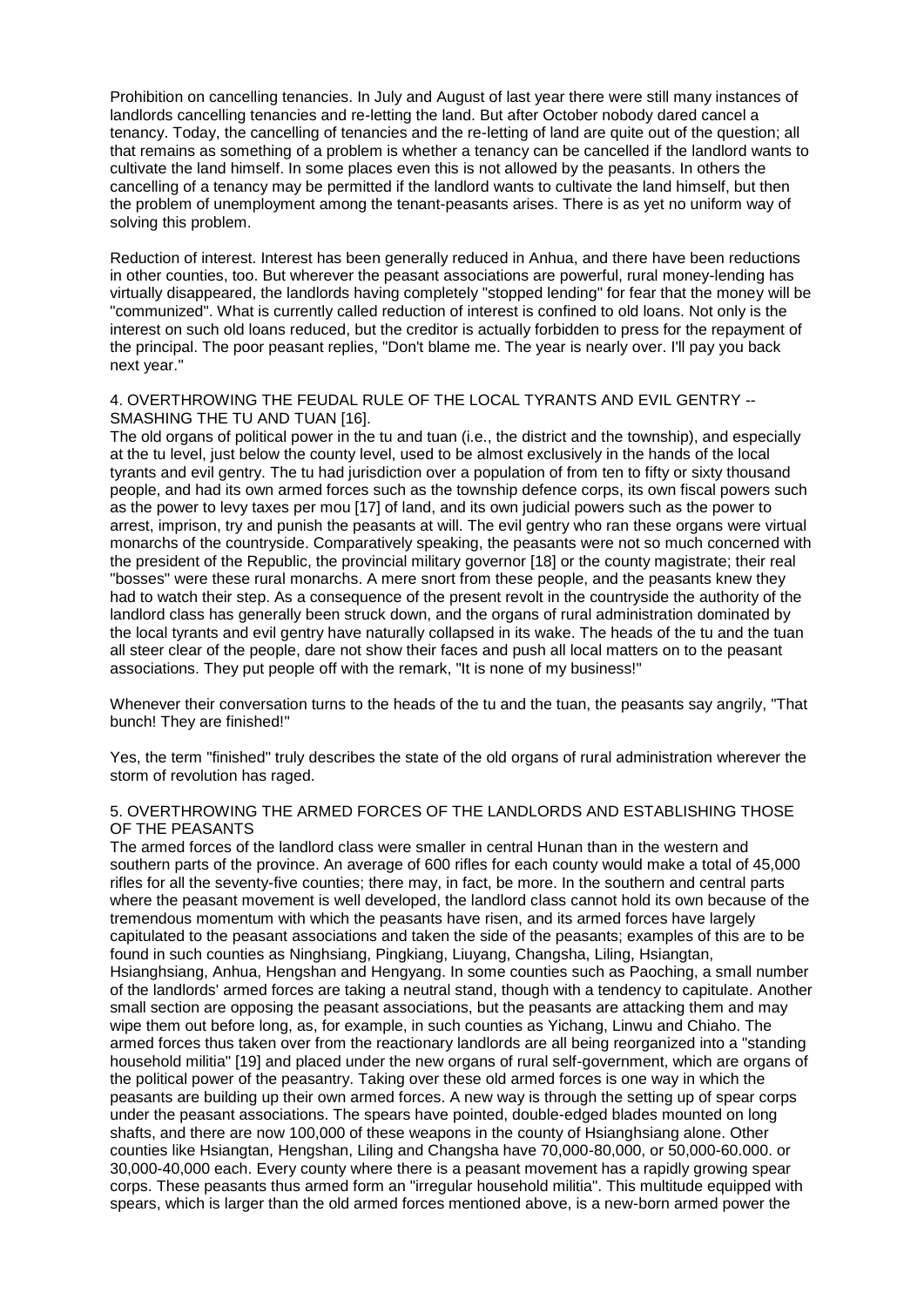Prohibition on cancelling tenancies. In July and August of last year there were still many instances of landlords cancelling tenancies and re-letting the land. But after October nobody dared cancel a tenancy. Today, the cancelling of tenancies and the re-letting of land are quite out of the question; all that remains as something of a problem is whether a tenancy can be cancelled if the landlord wants to cultivate the land himself. In some places even this is not allowed by the peasants. In others the cancelling of a tenancy may be permitted if the landlord wants to cultivate the land himself, but then the problem of unemployment among the tenant-peasants arises. There is as yet no uniform way of solving this problem.

Reduction of interest. Interest has been generally reduced in Anhua, and there have been reductions in other counties, too. But wherever the peasant associations are powerful, rural money-lending has virtually disappeared, the landlords having completely "stopped lending" for fear that the money will be "communized". What is currently called reduction of interest is confined to old loans. Not only is the interest on such old loans reduced, but the creditor is actually forbidden to press for the repayment of the principal. The poor peasant replies, "Don't blame me. The year is nearly over. I'll pay you back next year."

### 4. OVERTHROWING THE FEUDAL RULE OF THE LOCAL TYRANTS AND EVIL GENTRY -- SMASHING THE TU AND TUAN [16].

The old organs of political power in the tu and tuan (i.e., the district and the township), and especially at the tu level, just below the county level, used to be almost exclusively in the hands of the local tyrants and evil gentry. The tu had jurisdiction over a population of from ten to fifty or sixty thousand people, and had its own armed forces such as the township defence corps, its own fiscal powers such as the power to levy taxes per mou [17] of land, and its own judicial powers such as the power to arrest, imprison, try and punish the peasants at will. The evil gentry who ran these organs were virtual monarchs of the countryside. Comparatively speaking, the peasants were not so much concerned with the president of the Republic, the provincial military governor [18] or the county magistrate; their real "bosses" were these rural monarchs. A mere snort from these people, and the peasants knew they had to watch their step. As a consequence of the present revolt in the countryside the authority of the landlord class has generally been struck down, and the organs of rural administration dominated by the local tyrants and evil gentry have naturally collapsed in its wake. The heads of the tu and the tuan all steer clear of the people, dare not show their faces and push all local matters on to the peasant associations. They put people off with the remark, "It is none of my business!"

Whenever their conversation turns to the heads of the tu and the tuan, the peasants say angrily, "That bunch! They are finished!"

Yes, the term "finished" truly describes the state of the old organs of rural administration wherever the storm of revolution has raged.

### 5. OVERTHROWING THE ARMED FORCES OF THE LANDLORDS AND ESTABLISHING THOSE OF THE PEASANTS

The armed forces of the landlord class were smaller in central Hunan than in the western and southern parts of the province. An average of 600 rifles for each county would make a total of 45,000 rifles for all the seventy-five counties; there may, in fact, be more. In the southern and central parts where the peasant movement is well developed, the landlord class cannot hold its own because of the tremendous momentum with which the peasants have risen, and its armed forces have largely capitulated to the peasant associations and taken the side of the peasants; examples of this are to be found in such counties as Ninghsiang, Pingkiang, Liuyang, Changsha, Liling, Hsiangtan, Hsianghsiang, Anhua, Hengshan and Hengyang. In some counties such as Paoching, a small number of the landlords' armed forces are taking a neutral stand, though with a tendency to capitulate. Another small section are opposing the peasant associations, but the peasants are attacking them and may wipe them out before long, as, for example, in such counties as Yichang, Linwu and Chiaho. The armed forces thus taken over from the reactionary landlords are all being reorganized into a "standing household militia" [19] and placed under the new organs of rural self-government, which are organs of the political power of the peasantry. Taking over these old armed forces is one way in which the peasants are building up their own armed forces. A new way is through the setting up of spear corps under the peasant associations. The spears have pointed, double-edged blades mounted on long shafts, and there are now 100,000 of these weapons in the county of Hsianghsiang alone. Other counties like Hsiangtan, Hengshan, Liling and Changsha have 70,000-80,000, or 50,000-60.000. or 30,000-40,000 each. Every county where there is a peasant movement has a rapidly growing spear corps. These peasants thus armed form an "irregular household militia". This multitude equipped with spears, which is larger than the old armed forces mentioned above, is a new-born armed power the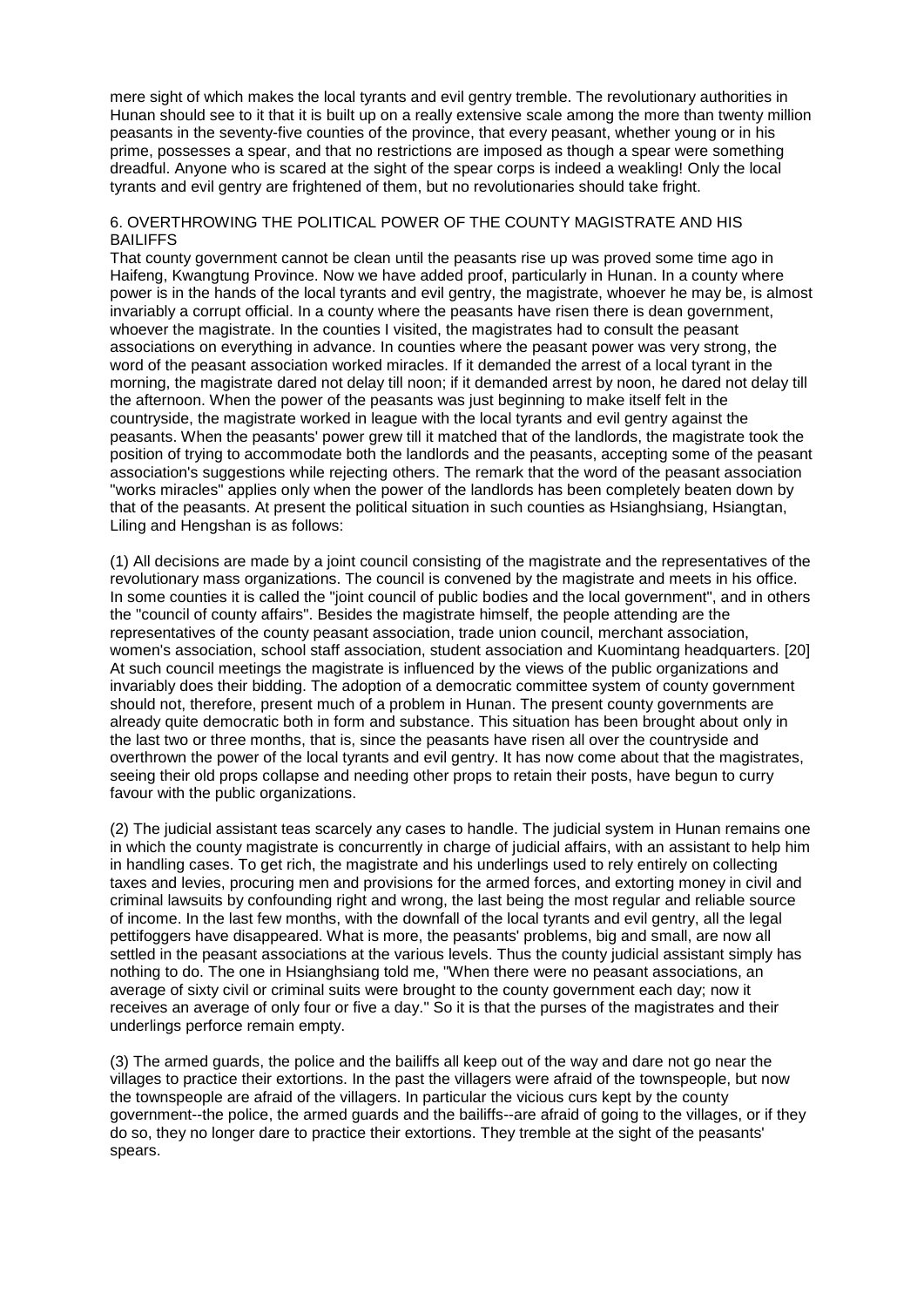mere sight of which makes the local tyrants and evil gentry tremble. The revolutionary authorities in Hunan should see to it that it is built up on a really extensive scale among the more than twenty million peasants in the seventy-five counties of the province, that every peasant, whether young or in his prime, possesses a spear, and that no restrictions are imposed as though a spear were something dreadful. Anyone who is scared at the sight of the spear corps is indeed a weakling! Only the local tyrants and evil gentry are frightened of them, but no revolutionaries should take fright.

## 6. OVERTHROWING THE POLITICAL POWER OF THE COUNTY MAGISTRATE AND HIS BAILIFFS

That county government cannot be clean until the peasants rise up was proved some time ago in Haifeng, Kwangtung Province. Now we have added proof, particularly in Hunan. In a county where power is in the hands of the local tyrants and evil gentry, the magistrate, whoever he may be, is almost invariably a corrupt official. In a county where the peasants have risen there is dean government, whoever the magistrate. In the counties I visited, the magistrates had to consult the peasant associations on everything in advance. In counties where the peasant power was very strong, the word of the peasant association worked miracles. If it demanded the arrest of a local tyrant in the morning, the magistrate dared not delay till noon; if it demanded arrest by noon, he dared not delay till the afternoon. When the power of the peasants was just beginning to make itself felt in the countryside, the magistrate worked in league with the local tyrants and evil gentry against the peasants. When the peasants' power grew till it matched that of the landlords, the magistrate took the position of trying to accommodate both the landlords and the peasants, accepting some of the peasant association's suggestions while rejecting others. The remark that the word of the peasant association "works miracles" applies only when the power of the landlords has been completely beaten down by that of the peasants. At present the political situation in such counties as Hsianghsiang, Hsiangtan, Liling and Hengshan is as follows:

(1) All decisions are made by a joint council consisting of the magistrate and the representatives of the revolutionary mass organizations. The council is convened by the magistrate and meets in his office. In some counties it is called the "joint council of public bodies and the local government", and in others the "council of county affairs". Besides the magistrate himself, the people attending are the representatives of the county peasant association, trade union council, merchant association, women's association, school staff association, student association and Kuomintang headquarters. [20] At such council meetings the magistrate is influenced by the views of the public organizations and invariably does their bidding. The adoption of a democratic committee system of county government should not, therefore, present much of a problem in Hunan. The present county governments are already quite democratic both in form and substance. This situation has been brought about only in the last two or three months, that is, since the peasants have risen all over the countryside and overthrown the power of the local tyrants and evil gentry. It has now come about that the magistrates, seeing their old props collapse and needing other props to retain their posts, have begun to curry favour with the public organizations.

(2) The judicial assistant teas scarcely any cases to handle. The judicial system in Hunan remains one in which the county magistrate is concurrently in charge of judicial affairs, with an assistant to help him in handling cases. To get rich, the magistrate and his underlings used to rely entirely on collecting taxes and levies, procuring men and provisions for the armed forces, and extorting money in civil and criminal lawsuits by confounding right and wrong, the last being the most regular and reliable source of income. In the last few months, with the downfall of the local tyrants and evil gentry, all the legal pettifoggers have disappeared. What is more, the peasants' problems, big and small, are now all settled in the peasant associations at the various levels. Thus the county judicial assistant simply has nothing to do. The one in Hsianghsiang told me, "When there were no peasant associations, an average of sixty civil or criminal suits were brought to the county government each day; now it receives an average of only four or five a day." So it is that the purses of the magistrates and their underlings perforce remain empty.

(3) The armed guards, the police and the bailiffs all keep out of the way and dare not go near the villages to practice their extortions. In the past the villagers were afraid of the townspeople, but now the townspeople are afraid of the villagers. In particular the vicious curs kept by the county government--the police, the armed guards and the bailiffs--are afraid of going to the villages, or if they do so, they no longer dare to practice their extortions. They tremble at the sight of the peasants' spears.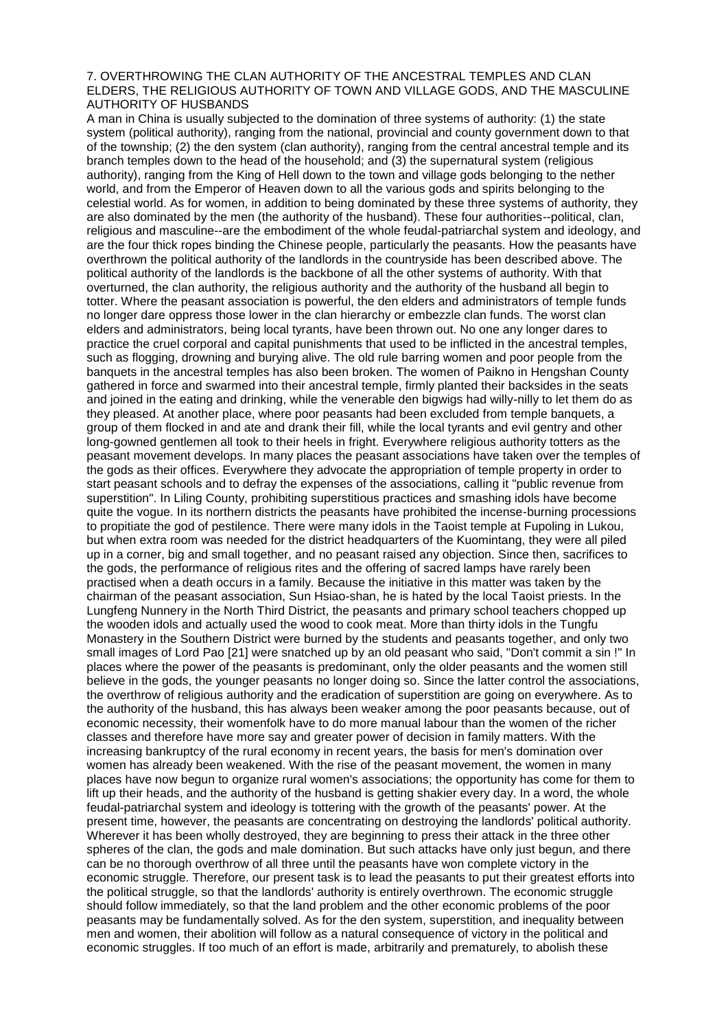## 7. OVERTHROWING THE CLAN AUTHORITY OF THE ANCESTRAL TEMPLES AND CLAN ELDERS, THE RELIGIOUS AUTHORITY OF TOWN AND VILLAGE GODS, AND THE MASCULINE AUTHORITY OF HUSBANDS

A man in China is usually subjected to the domination of three systems of authority: (1) the state system (political authority), ranging from the national, provincial and county government down to that of the township; (2) the den system (clan authority), ranging from the central ancestral temple and its branch temples down to the head of the household; and (3) the supernatural system (religious authority), ranging from the King of Hell down to the town and village gods belonging to the nether world, and from the Emperor of Heaven down to all the various gods and spirits belonging to the celestial world. As for women, in addition to being dominated by these three systems of authority, they are also dominated by the men (the authority of the husband). These four authorities--political, clan, religious and masculine--are the embodiment of the whole feudal-patriarchal system and ideology, and are the four thick ropes binding the Chinese people, particularly the peasants. How the peasants have overthrown the political authority of the landlords in the countryside has been described above. The political authority of the landlords is the backbone of all the other systems of authority. With that overturned, the clan authority, the religious authority and the authority of the husband all begin to totter. Where the peasant association is powerful, the den elders and administrators of temple funds no longer dare oppress those lower in the clan hierarchy or embezzle clan funds. The worst clan elders and administrators, being local tyrants, have been thrown out. No one any longer dares to practice the cruel corporal and capital punishments that used to be inflicted in the ancestral temples, such as flogging, drowning and burying alive. The old rule barring women and poor people from the banquets in the ancestral temples has also been broken. The women of Paikno in Hengshan County gathered in force and swarmed into their ancestral temple, firmly planted their backsides in the seats and joined in the eating and drinking, while the venerable den bigwigs had willy-nilly to let them do as they pleased. At another place, where poor peasants had been excluded from temple banquets, a group of them flocked in and ate and drank their fill, while the local tyrants and evil gentry and other long-gowned gentlemen all took to their heels in fright. Everywhere religious authority totters as the peasant movement develops. In many places the peasant associations have taken over the temples of the gods as their offices. Everywhere they advocate the appropriation of temple property in order to start peasant schools and to defray the expenses of the associations, calling it "public revenue from superstition". In Liling County, prohibiting superstitious practices and smashing idols have become quite the vogue. In its northern districts the peasants have prohibited the incense-burning processions to propitiate the god of pestilence. There were many idols in the Taoist temple at Fupoling in Lukou, but when extra room was needed for the district headquarters of the Kuomintang, they were all piled up in a corner, big and small together, and no peasant raised any objection. Since then, sacrifices to the gods, the performance of religious rites and the offering of sacred lamps have rarely been practised when a death occurs in a family. Because the initiative in this matter was taken by the chairman of the peasant association, Sun Hsiao-shan, he is hated by the local Taoist priests. In the Lungfeng Nunnery in the North Third District, the peasants and primary school teachers chopped up the wooden idols and actually used the wood to cook meat. More than thirty idols in the Tungfu Monastery in the Southern District were burned by the students and peasants together, and only two small images of Lord Pao [21] were snatched up by an old peasant who said, "Don't commit a sin !" In places where the power of the peasants is predominant, only the older peasants and the women still believe in the gods, the younger peasants no longer doing so. Since the latter control the associations, the overthrow of religious authority and the eradication of superstition are going on everywhere. As to the authority of the husband, this has always been weaker among the poor peasants because, out of economic necessity, their womenfolk have to do more manual labour than the women of the richer classes and therefore have more say and greater power of decision in family matters. With the increasing bankruptcy of the rural economy in recent years, the basis for men's domination over women has already been weakened. With the rise of the peasant movement, the women in many places have now begun to organize rural women's associations; the opportunity has come for them to lift up their heads, and the authority of the husband is getting shakier every day. In a word, the whole feudal-patriarchal system and ideology is tottering with the growth of the peasants' power. At the present time, however, the peasants are concentrating on destroying the landlords' political authority. Wherever it has been wholly destroyed, they are beginning to press their attack in the three other spheres of the clan, the gods and male domination. But such attacks have only just begun, and there can be no thorough overthrow of all three until the peasants have won complete victory in the economic struggle. Therefore, our present task is to lead the peasants to put their greatest efforts into the political struggle, so that the landlords' authority is entirely overthrown. The economic struggle should follow immediately, so that the land problem and the other economic problems of the poor peasants may be fundamentally solved. As for the den system, superstition, and inequality between men and women, their abolition will follow as a natural consequence of victory in the political and economic struggles. If too much of an effort is made, arbitrarily and prematurely, to abolish these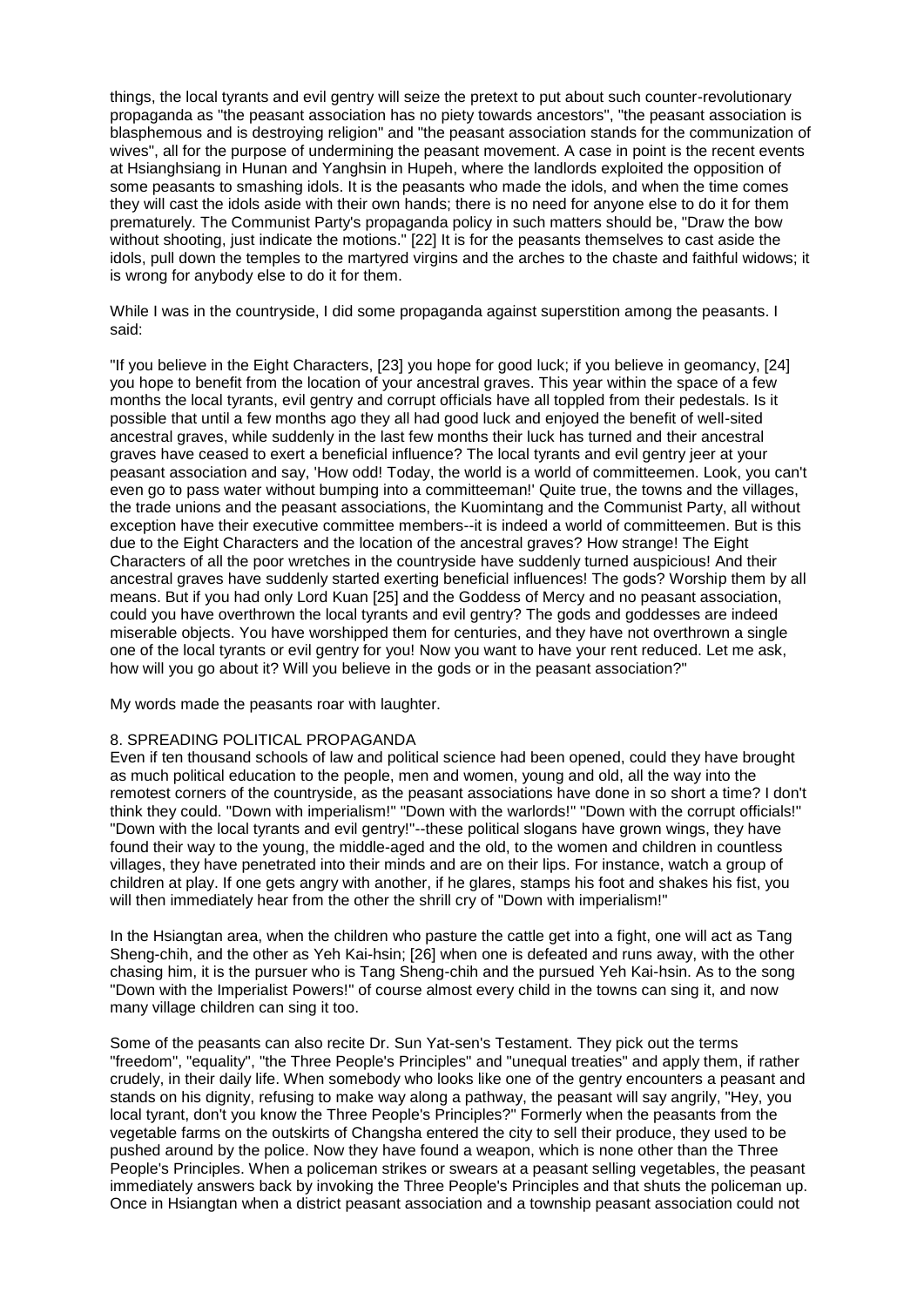things, the local tyrants and evil gentry will seize the pretext to put about such counter-revolutionary propaganda as "the peasant association has no piety towards ancestors", "the peasant association is blasphemous and is destroying religion" and "the peasant association stands for the communization of wives", all for the purpose of undermining the peasant movement. A case in point is the recent events at Hsianghsiang in Hunan and Yanghsin in Hupeh, where the landlords exploited the opposition of some peasants to smashing idols. It is the peasants who made the idols, and when the time comes they will cast the idols aside with their own hands; there is no need for anyone else to do it for them prematurely. The Communist Party's propaganda policy in such matters should be, "Draw the bow without shooting, just indicate the motions." [22] It is for the peasants themselves to cast aside the idols, pull down the temples to the martyred virgins and the arches to the chaste and faithful widows; it is wrong for anybody else to do it for them.

While I was in the countryside, I did some propaganda against superstition among the peasants. I said:

"If you believe in the Eight Characters, [23] you hope for good luck; if you believe in geomancy, [24] you hope to benefit from the location of your ancestral graves. This year within the space of a few months the local tyrants, evil gentry and corrupt officials have all toppled from their pedestals. Is it possible that until a few months ago they all had good luck and enjoyed the benefit of well-sited ancestral graves, while suddenly in the last few months their luck has turned and their ancestral graves have ceased to exert a beneficial influence? The local tyrants and evil gentry jeer at your peasant association and say, 'How odd! Today, the world is a world of committeemen. Look, you can't even go to pass water without bumping into a committeeman!' Quite true, the towns and the villages, the trade unions and the peasant associations, the Kuomintang and the Communist Party, all without exception have their executive committee members--it is indeed a world of committeemen. But is this due to the Eight Characters and the location of the ancestral graves? How strange! The Eight Characters of all the poor wretches in the countryside have suddenly turned auspicious! And their ancestral graves have suddenly started exerting beneficial influences! The gods? Worship them by all means. But if you had only Lord Kuan [25] and the Goddess of Mercy and no peasant association, could you have overthrown the local tyrants and evil gentry? The gods and goddesses are indeed miserable objects. You have worshipped them for centuries, and they have not overthrown a single one of the local tyrants or evil gentry for you! Now you want to have your rent reduced. Let me ask, how will you go about it? Will you believe in the gods or in the peasant association?"

My words made the peasants roar with laughter.

## 8. SPREADING POLITICAL PROPAGANDA

Even if ten thousand schools of law and political science had been opened, could they have brought as much political education to the people, men and women, young and old, all the way into the remotest corners of the countryside, as the peasant associations have done in so short a time? I don't think they could. "Down with imperialism!" "Down with the warlords!" "Down with the corrupt officials!" "Down with the local tyrants and evil gentry!"--these political slogans have grown wings, they have found their way to the young, the middle-aged and the old, to the women and children in countless villages, they have penetrated into their minds and are on their lips. For instance, watch a group of children at play. If one gets angry with another, if he glares, stamps his foot and shakes his fist, you will then immediately hear from the other the shrill cry of "Down with imperialism!"

In the Hsiangtan area, when the children who pasture the cattle get into a fight, one will act as Tang Sheng-chih, and the other as Yeh Kai-hsin; [26] when one is defeated and runs away, with the other chasing him, it is the pursuer who is Tang Sheng-chih and the pursued Yeh Kai-hsin. As to the song "Down with the Imperialist Powers!" of course almost every child in the towns can sing it, and now many village children can sing it too.

Some of the peasants can also recite Dr. Sun Yat-sen's Testament. They pick out the terms "freedom", "equality", "the Three People's Principles" and "unequal treaties" and apply them, if rather crudely, in their daily life. When somebody who looks like one of the gentry encounters a peasant and stands on his dignity, refusing to make way along a pathway, the peasant will say angrily, "Hey, you local tyrant, don't you know the Three People's Principles?" Formerly when the peasants from the vegetable farms on the outskirts of Changsha entered the city to sell their produce, they used to be pushed around by the police. Now they have found a weapon, which is none other than the Three People's Principles. When a policeman strikes or swears at a peasant selling vegetables, the peasant immediately answers back by invoking the Three People's Principles and that shuts the policeman up. Once in Hsiangtan when a district peasant association and a township peasant association could not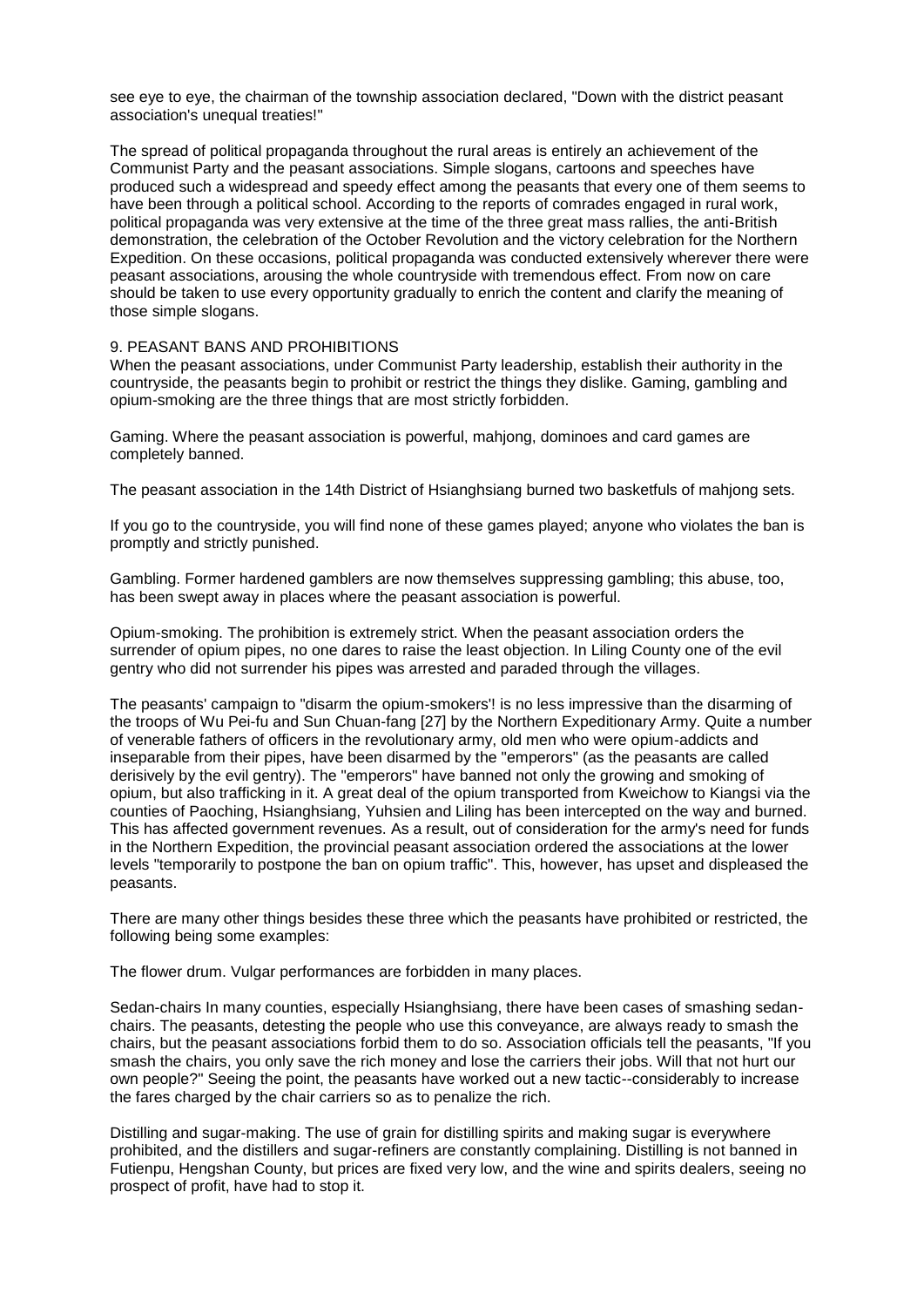see eye to eye, the chairman of the township association declared, "Down with the district peasant association's unequal treaties!"

The spread of political propaganda throughout the rural areas is entirely an achievement of the Communist Party and the peasant associations. Simple slogans, cartoons and speeches have produced such a widespread and speedy effect among the peasants that every one of them seems to have been through a political school. According to the reports of comrades engaged in rural work, political propaganda was very extensive at the time of the three great mass rallies, the anti-British demonstration, the celebration of the October Revolution and the victory celebration for the Northern Expedition. On these occasions, political propaganda was conducted extensively wherever there were peasant associations, arousing the whole countryside with tremendous effect. From now on care should be taken to use every opportunity gradually to enrich the content and clarify the meaning of those simple slogans.

### 9. PEASANT BANS AND PROHIBITIONS

When the peasant associations, under Communist Party leadership, establish their authority in the countryside, the peasants begin to prohibit or restrict the things they dislike. Gaming, gambling and opium-smoking are the three things that are most strictly forbidden.

Gaming. Where the peasant association is powerful, mahjong, dominoes and card games are completely banned.

The peasant association in the 14th District of Hsianghsiang burned two basketfuls of mahjong sets.

If you go to the countryside, you will find none of these games played; anyone who violates the ban is promptly and strictly punished.

Gambling. Former hardened gamblers are now themselves suppressing gambling; this abuse, too, has been swept away in places where the peasant association is powerful.

Opium-smoking. The prohibition is extremely strict. When the peasant association orders the surrender of opium pipes, no one dares to raise the least objection. In Liling County one of the evil gentry who did not surrender his pipes was arrested and paraded through the villages.

The peasants' campaign to "disarm the opium-smokers'! is no less impressive than the disarming of the troops of Wu Pei-fu and Sun Chuan-fang [27] by the Northern Expeditionary Army. Quite a number of venerable fathers of officers in the revolutionary army, old men who were opium-addicts and inseparable from their pipes, have been disarmed by the "emperors" (as the peasants are called derisively by the evil gentry). The "emperors" have banned not only the growing and smoking of opium, but also trafficking in it. A great deal of the opium transported from Kweichow to Kiangsi via the counties of Paoching, Hsianghsiang, Yuhsien and Liling has been intercepted on the way and burned. This has affected government revenues. As a result, out of consideration for the army's need for funds in the Northern Expedition, the provincial peasant association ordered the associations at the lower levels "temporarily to postpone the ban on opium traffic". This, however, has upset and displeased the peasants.

There are many other things besides these three which the peasants have prohibited or restricted, the following being some examples:

The flower drum. Vulgar performances are forbidden in many places.

Sedan-chairs In many counties, especially Hsianghsiang, there have been cases of smashing sedan-chairs. The peasants, detesting the people who use this conveyance, are always ready to smash the chairs, but the peasant associations forbid them to do so. Association officials tell the peasants, "If you smash the chairs, you only save the rich money and lose the carriers their jobs. Will that not hurt our own people?" Seeing the point, the peasants have worked out a new tactic--considerably to increase the fares charged by the chair carriers so as to penalize the rich.

Distilling and sugar-making. The use of grain for distilling spirits and making sugar is everywhere prohibited, and the distillers and sugar-refiners are constantly complaining. Distilling is not banned in Futienpu, Hengshan County, but prices are fixed very low, and the wine and spirits dealers, seeing no prospect of profit, have had to stop it.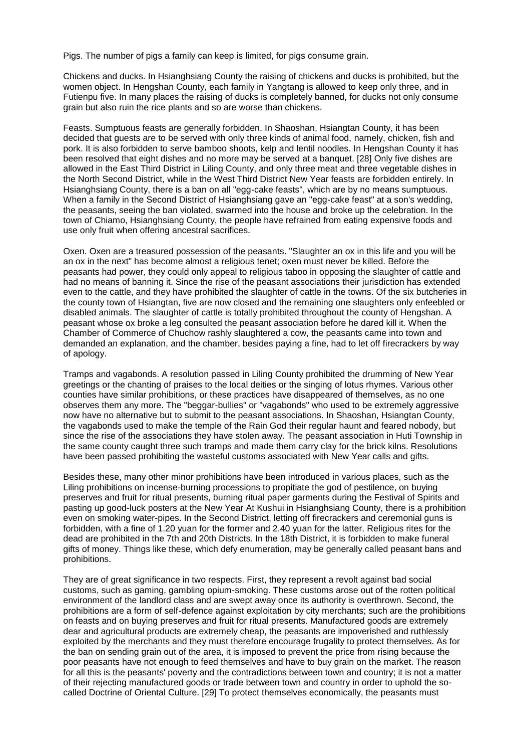Pigs. The number of pigs a family can keep is limited, for pigs consume grain.

Chickens and ducks. In Hsianghsiang County the raising of chickens and ducks is prohibited, but the women object. In Hengshan County, each family in Yangtang is allowed to keep only three, and in Futienpu five. In many places the raising of ducks is completely banned, for ducks not only consume grain but also ruin the rice plants and so are worse than chickens.

Feasts. Sumptuous feasts are generally forbidden. In Shaoshan, Hsiangtan County, it has been decided that guests are to be served with only three kinds of animal food, namely, chicken, fish and pork. It is also forbidden to serve bamboo shoots, kelp and lentil noodles. In Hengshan County it has been resolved that eight dishes and no more may be served at a banquet. [28] Only five dishes are allowed in the East Third District in Liling County, and only three meat and three vegetable dishes in the North Second District, while in the West Third District New Year feasts are forbidden entirely. In Hsianghsiang County, there is a ban on all "egg-cake feasts", which are by no means sumptuous. When a family in the Second District of Hsianghsiang gave an "egg-cake feast" at a son's wedding, the peasants, seeing the ban violated, swarmed into the house and broke up the celebration. In the town of Chiamo, Hsianghsiang County, the people have refrained from eating expensive foods and use only fruit when offering ancestral sacrifices.

Oxen. Oxen are a treasured possession of the peasants. "Slaughter an ox in this life and you will be an ox in the next" has become almost a religious tenet; oxen must never be killed. Before the peasants had power, they could only appeal to religious taboo in opposing the slaughter of cattle and had no means of banning it. Since the rise of the peasant associations their jurisdiction has extended even to the cattle, and they have prohibited the slaughter of cattle in the towns. Of the six butcheries in the county town of Hsiangtan, five are now closed and the remaining one slaughters only enfeebled or disabled animals. The slaughter of cattle is totally prohibited throughout the county of Hengshan. A peasant whose ox broke a leg consulted the peasant association before he dared kill it. When the Chamber of Commerce of Chuchow rashly slaughtered a cow, the peasants came into town and demanded an explanation, and the chamber, besides paying a fine, had to let off firecrackers by way of apology.

Tramps and vagabonds. A resolution passed in Liling County prohibited the drumming of New Year greetings or the chanting of praises to the local deities or the singing of lotus rhymes. Various other counties have similar prohibitions, or these practices have disappeared of themselves, as no one observes them any more. The "beggar-bullies" or "vagabonds" who used to be extremely aggressive now have no alternative but to submit to the peasant associations. In Shaoshan, Hsiangtan County, the vagabonds used to make the temple of the Rain God their regular haunt and feared nobody, but since the rise of the associations they have stolen away. The peasant association in Huti Township in the same county caught three such tramps and made them carry clay for the brick kilns. Resolutions have been passed prohibiting the wasteful customs associated with New Year calls and gifts.

Besides these, many other minor prohibitions have been introduced in various places, such as the Liling prohibitions on incense-burning processions to propitiate the god of pestilence, on buying preserves and fruit for ritual presents, burning ritual paper garments during the Festival of Spirits and pasting up good-luck posters at the New Year At Kushui in Hsianghsiang County, there is a prohibition even on smoking water-pipes. In the Second District, letting off firecrackers and ceremonial guns is forbidden, with a fine of 1.20 yuan for the former and 2.40 yuan for the latter. Religious rites for the dead are prohibited in the 7th and 20th Districts. In the 18th District, it is forbidden to make funeral gifts of money. Things like these, which defy enumeration, may be generally called peasant bans and prohibitions.

They are of great significance in two respects. First, they represent a revolt against bad social customs, such as gaming, gambling opium-smoking. These customs arose out of the rotten political environment of the landlord class and are swept away once its authority is overthrown. Second, the prohibitions are a form of self-defence against exploitation by city merchants; such are the prohibitions on feasts and on buying preserves and fruit for ritual presents. Manufactured goods are extremely dear and agricultural products are extremely cheap, the peasants are impoverished and ruthlessly exploited by the merchants and they must therefore encourage frugality to protect themselves. As for the ban on sending grain out of the area, it is imposed to prevent the price from rising because the poor peasants have not enough to feed themselves and have to buy grain on the market. The reason for all this is the peasants' poverty and the contradictions between town and country; it is not a matter of their rejecting manufactured goods or trade between town and country in order to uphold the so-called Doctrine of Oriental Culture. [29] To protect themselves economically, the peasants must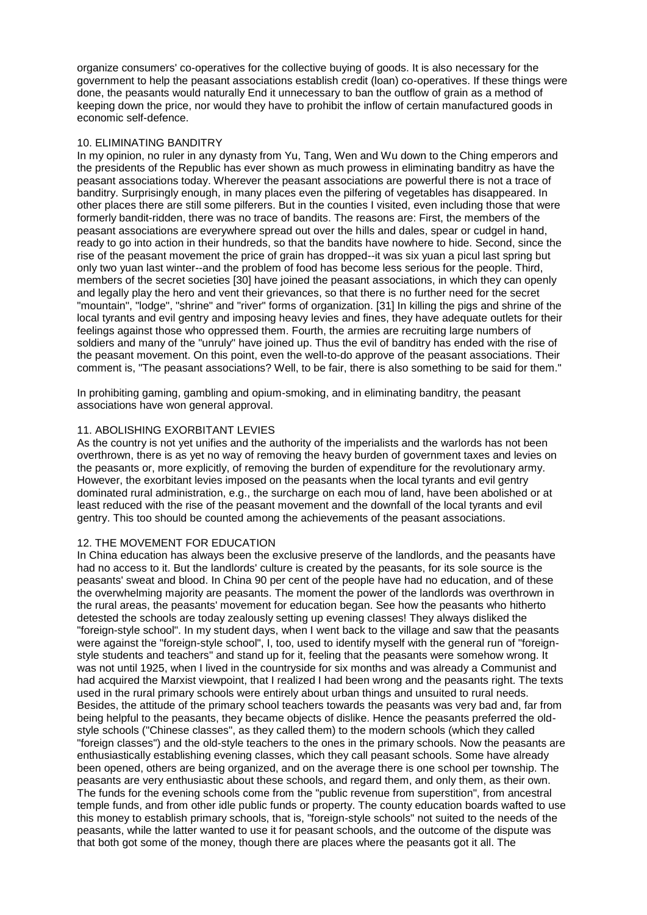organize consumers' co-operatives for the collective buying of goods. It is also necessary for the government to help the peasant associations establish credit (loan) co-operatives. If these things were done, the peasants would naturally End it unnecessary to ban the outflow of grain as a method of keeping down the price, nor would they have to prohibit the inflow of certain manufactured goods in economic self-defence.

### 10. ELIMINATING BANDITRY

In my opinion, no ruler in any dynasty from Yu, Tang, Wen and Wu down to the Ching emperors and the presidents of the Republic has ever shown as much prowess in eliminating banditry as have the peasant associations today. Wherever the peasant associations are powerful there is not a trace of banditry. Surprisingly enough, in many places even the pilfering of vegetables has disappeared. In other places there are still some pilferers. But in the counties I visited, even including those that were formerly bandit-ridden, there was no trace of bandits. The reasons are: First, the members of the peasant associations are everywhere spread out over the hills and dales, spear or cudgel in hand, ready to go into action in their hundreds, so that the bandits have nowhere to hide. Second, since the rise of the peasant movement the price of grain has dropped--it was six yuan a picul last spring but only two yuan last winter--and the problem of food has become less serious for the people. Third, members of the secret societies [30] have joined the peasant associations, in which they can openly and legally play the hero and vent their grievances, so that there is no further need for the secret "mountain", "lodge", "shrine" and "river" forms of organization. [31] In killing the pigs and shrine of the local tyrants and evil gentry and imposing heavy levies and fines, they have adequate outlets for their feelings against those who oppressed them. Fourth, the armies are recruiting large numbers of soldiers and many of the "unruly" have joined up. Thus the evil of banditry has ended with the rise of the peasant movement. On this point, even the well-to-do approve of the peasant associations. Their comment is, "The peasant associations? Well, to be fair, there is also something to be said for them."

In prohibiting gaming, gambling and opium-smoking, and in eliminating banditry, the peasant associations have won general approval.

### 11. ABOLISHING EXORBITANT LEVIES

As the country is not yet unifies and the authority of the imperialists and the warlords has not been overthrown, there is as yet no way of removing the heavy burden of government taxes and levies on the peasants or, more explicitly, of removing the burden of expenditure for the revolutionary army. However, the exorbitant levies imposed on the peasants when the local tyrants and evil gentry dominated rural administration, e.g., the surcharge on each mou of land, have been abolished or at least reduced with the rise of the peasant movement and the downfall of the local tyrants and evil gentry. This too should be counted among the achievements of the peasant associations.

### 12. THE MOVEMENT FOR EDUCATION

In China education has always been the exclusive preserve of the landlords, and the peasants have had no access to it. But the landlords' culture is created by the peasants, for its sole source is the peasants' sweat and blood. In China 90 per cent of the people have had no education, and of these the overwhelming majority are peasants. The moment the power of the landlords was overthrown in the rural areas, the peasants' movement for education began. See how the peasants who hitherto detested the schools are today zealously setting up evening classes! They always disliked the "foreign-style school". In my student days, when I went back to the village and saw that the peasants were against the "foreign-style school", I, too, used to identify myself with the general run of "foreign-style students and teachers" and stand up for it, feeling that the peasants were somehow wrong. It was not until 1925, when I lived in the countryside for six months and was already a Communist and had acquired the Marxist viewpoint, that I realized I had been wrong and the peasants right. The texts used in the rural primary schools were entirely about urban things and unsuited to rural needs. Besides, the attitude of the primary school teachers towards the peasants was very bad and, far from being helpful to the peasants, they became objects of dislike. Hence the peasants preferred the old-style schools ("Chinese classes", as they called them) to the modern schools (which they called "foreign classes") and the old-style teachers to the ones in the primary schools. Now the peasants are enthusiastically establishing evening classes, which they call peasant schools. Some have already been opened, others are being organized, and on the average there is one school per township. The peasants are very enthusiastic about these schools, and regard them, and only them, as their own. The funds for the evening schools come from the "public revenue from superstition", from ancestral temple funds, and from other idle public funds or property. The county education boards wafted to use this money to establish primary schools, that is, "foreign-style schools" not suited to the needs of the peasants, while the latter wanted to use it for peasant schools, and the outcome of the dispute was that both got some of the money, though there are places where the peasants got it all. The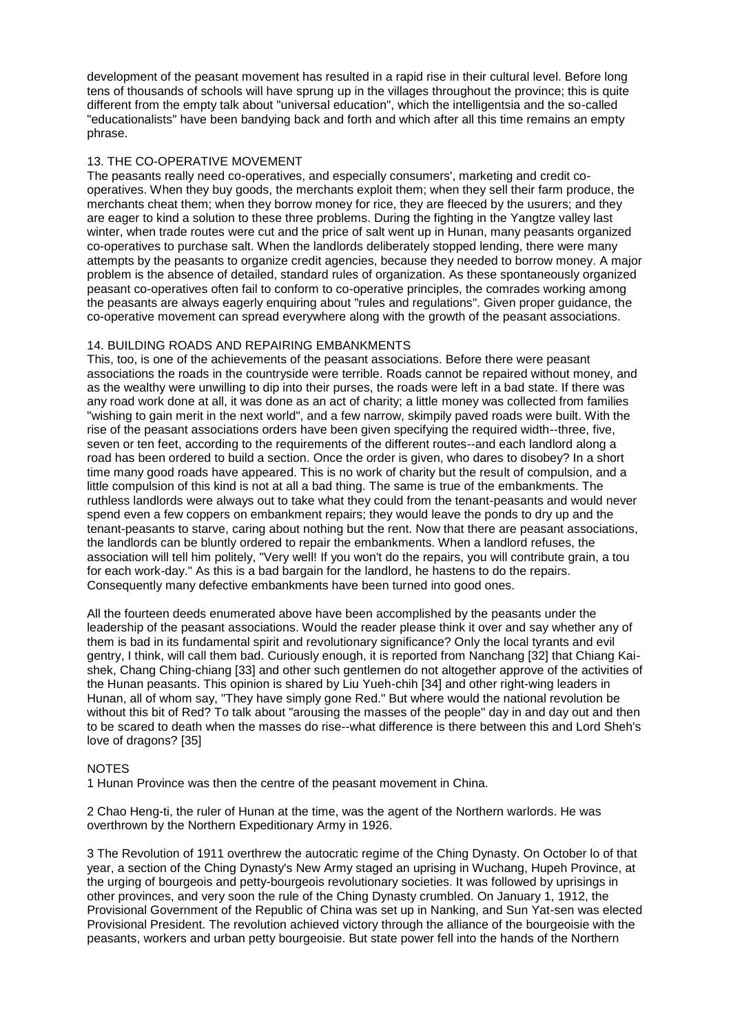development of the peasant movement has resulted in a rapid rise in their cultural level. Before long tens of thousands of schools will have sprung up in the villages throughout the province; this is quite different from the empty talk about "universal education", which the intelligentsia and the so-called "educationalists" have been bandying back and forth and which after all this time remains an empty phrase.

### 13. THE CO-OPERATIVE MOVEMENT

The peasants really need co-operatives, and especially consumers', marketing and credit co-operatives. When they buy goods, the merchants exploit them; when they sell their farm produce, the merchants cheat them; when they borrow money for rice, they are fleeced by the usurers; and they are eager to kind a solution to these three problems. During the fighting in the Yangtze valley last winter, when trade routes were cut and the price of salt went up in Hunan, many peasants organized co-operatives to purchase salt. When the landlords deliberately stopped lending, there were many attempts by the peasants to organize credit agencies, because they needed to borrow money. A major problem is the absence of detailed, standard rules of organization. As these spontaneously organized peasant co-operatives often fail to conform to co-operative principles, the comrades working among the peasants are always eagerly enquiring about "rules and regulations". Given proper guidance, the co-operative movement can spread everywhere along with the growth of the peasant associations.

### 14. BUILDING ROADS AND REPAIRING EMBANKMENTS

This, too, is one of the achievements of the peasant associations. Before there were peasant associations the roads in the countryside were terrible. Roads cannot be repaired without money, and as the wealthy were unwilling to dip into their purses, the roads were left in a bad state. If there was any road work done at all, it was done as an act of charity; a little money was collected from families "wishing to gain merit in the next world", and a few narrow, skimpily paved roads were built. With the rise of the peasant associations orders have been given specifying the required width--three, five, seven or ten feet, according to the requirements of the different routes--and each landlord along a road has been ordered to build a section. Once the order is given, who dares to disobey? In a short time many good roads have appeared. This is no work of charity but the result of compulsion, and a little compulsion of this kind is not at all a bad thing. The same is true of the embankments. The ruthless landlords were always out to take what they could from the tenant-peasants and would never spend even a few coppers on embankment repairs; they would leave the ponds to dry up and the tenant-peasants to starve, caring about nothing but the rent. Now that there are peasant associations, the landlords can be bluntly ordered to repair the embankments. When a landlord refuses, the association will tell him politely, "Very well! If you won't do the repairs, you will contribute grain, a tou for each work-day." As this is a bad bargain for the landlord, he hastens to do the repairs. Consequently many defective embankments have been turned into good ones.

All the fourteen deeds enumerated above have been accomplished by the peasants under the leadership of the peasant associations. Would the reader please think it over and say whether any of them is bad in its fundamental spirit and revolutionary significance? Only the local tyrants and evil gentry, I think, will call them bad. Curiously enough, it is reported from Nanchang [32] that Chiang Kai-shek, Chang Ching-chiang [33] and other such gentlemen do not altogether approve of the activities of the Hunan peasants. This opinion is shared by Liu Yueh-chih [34] and other right-wing leaders in Hunan, all of whom say, "They have simply gone Red." But where would the national revolution be without this bit of Red? To talk about "arousing the masses of the people" day in and day out and then to be scared to death when the masses do rise--what difference is there between this and Lord Sheh's love of dragons? [35]

## NOTES

1 Hunan Province was then the centre of the peasant movement in China.

2 Chao Heng-ti, the ruler of Hunan at the time, was the agent of the Northern warlords. He was overthrown by the Northern Expeditionary Army in 1926.

3 The Revolution of 1911 overthrew the autocratic regime of the Ching Dynasty. On October lo of that year, a section of the Ching Dynasty's New Army staged an uprising in Wuchang, Hupeh Province, at the urging of bourgeois and petty-bourgeois revolutionary societies. It was followed by uprisings in other provinces, and very soon the rule of the Ching Dynasty crumbled. On January 1, 1912, the Provisional Government of the Republic of China was set up in Nanking, and Sun Yat-sen was elected Provisional President. The revolution achieved victory through the alliance of the bourgeoisie with the peasants, workers and urban petty bourgeoisie. But state power fell into the hands of the Northern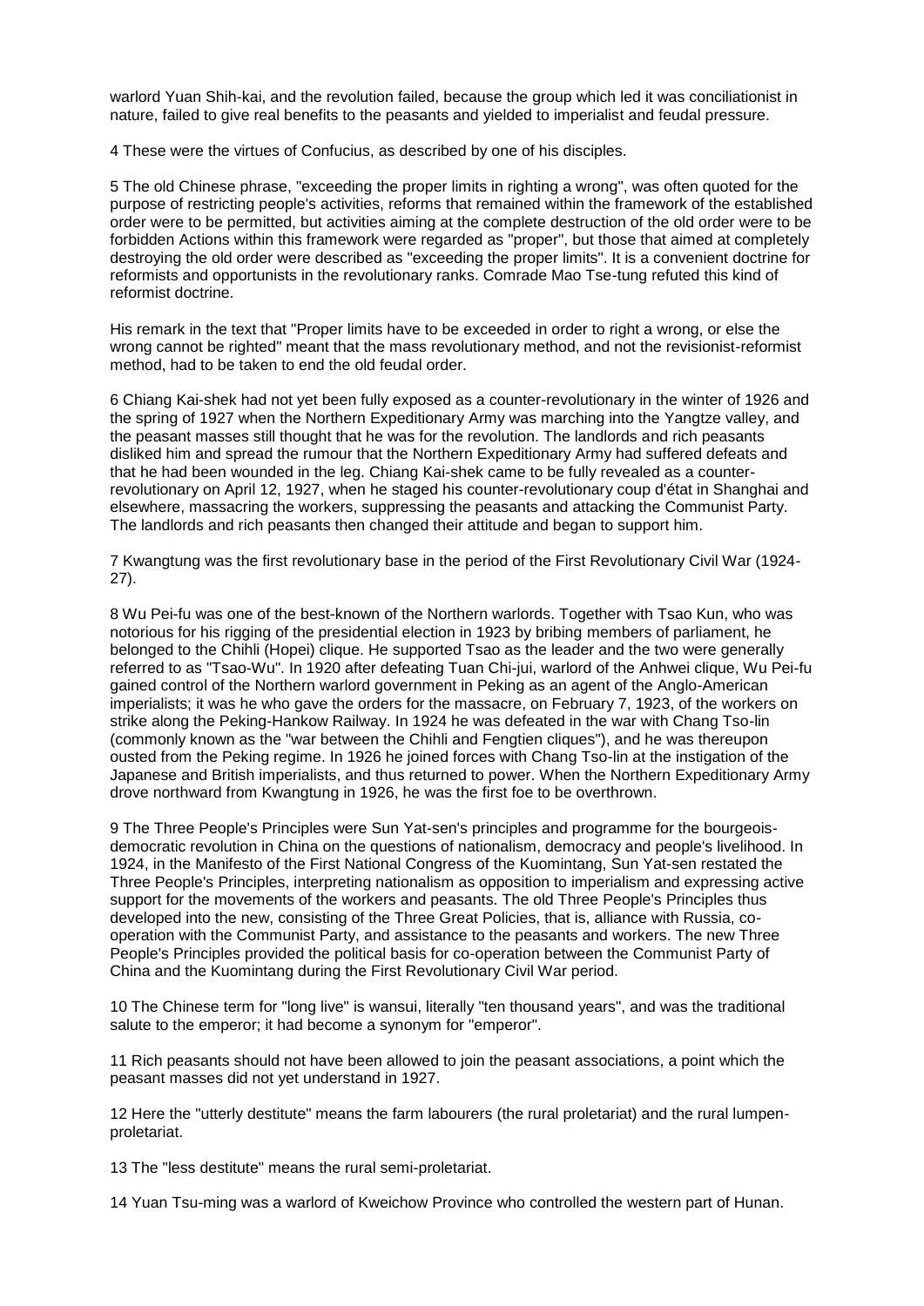warlord Yuan Shih-kai, and the revolution failed, because the group which led it was conciliationist in nature, failed to give real benefits to the peasants and yielded to imperialist and feudal pressure.

4 These were the virtues of Confucius, as described by one of his disciples.

5 The old Chinese phrase, "exceeding the proper limits in righting a wrong", was often quoted for the purpose of restricting people's activities, reforms that remained within the framework of the established order were to be permitted, but activities aiming at the complete destruction of the old order were to be forbidden Actions within this framework were regarded as "proper", but those that aimed at completely destroying the old order were described as "exceeding the proper limits". It is a convenient doctrine for reformists and opportunists in the revolutionary ranks. Comrade Mao Tse-tung refuted this kind of reformist doctrine.

His remark in the text that "Proper limits have to be exceeded in order to right a wrong, or else the wrong cannot be righted" meant that the mass revolutionary method, and not the revisionist-reformist method, had to be taken to end the old feudal order.

6 Chiang Kai-shek had not yet been fully exposed as a counter-revolutionary in the winter of 1926 and the spring of 1927 when the Northern Expeditionary Army was marching into the Yangtze valley, and the peasant masses still thought that he was for the revolution. The landlords and rich peasants disliked him and spread the rumour that the Northern Expeditionary Army had suffered defeats and that he had been wounded in the leg. Chiang Kai-shek came to be fully revealed as a counter-revolutionary on April 12, 1927, when he staged his counter-revolutionary coup d'état in Shanghai and elsewhere, massacring the workers, suppressing the peasants and attacking the Communist Party. The landlords and rich peasants then changed their attitude and began to support him.

7 Kwangtung was the first revolutionary base in the period of the First Revolutionary Civil War (1924-27).

8 Wu Pei-fu was one of the best-known of the Northern warlords. Together with Tsao Kun, who was notorious for his rigging of the presidential election in 1923 by bribing members of parliament, he belonged to the Chihli (Hopei) clique. He supported Tsao as the leader and the two were generally referred to as "Tsao-Wu". In 1920 after defeating Tuan Chi-jui, warlord of the Anhwei clique, Wu Pei-fu gained control of the Northern warlord government in Peking as an agent of the Anglo-American imperialists; it was he who gave the orders for the massacre, on February 7, 1923, of the workers on strike along the Peking-Hankow Railway. In 1924 he was defeated in the war with Chang Tso-lin (commonly known as the "war between the Chihli and Fengtien cliques"), and he was thereupon ousted from the Peking regime. In 1926 he joined forces with Chang Tso-lin at the instigation of the Japanese and British imperialists, and thus returned to power. When the Northern Expeditionary Army drove northward from Kwangtung in 1926, he was the first foe to be overthrown.

9 The Three People's Principles were Sun Yat-sen's principles and programme for the bourgeois-democratic revolution in China on the questions of nationalism, democracy and people's livelihood. In 1924, in the Manifesto of the First National Congress of the Kuomintang, Sun Yat-sen restated the Three People's Principles, interpreting nationalism as opposition to imperialism and expressing active support for the movements of the workers and peasants. The old Three People's Principles thus developed into the new, consisting of the Three Great Policies, that is, alliance with Russia, co-operation with the Communist Party, and assistance to the peasants and workers. The new Three People's Principles provided the political basis for co-operation between the Communist Party of China and the Kuomintang during the First Revolutionary Civil War period.

10 The Chinese term for "long live" is wansui, literally "ten thousand years", and was the traditional salute to the emperor; it had become a synonym for "emperor".

11 Rich peasants should not have been allowed to join the peasant associations, a point which the peasant masses did not yet understand in 1927.

12 Here the "utterly destitute" means the farm labourers (the rural proletariat) and the rural lumpen-proletariat.

13 The "less destitute" means the rural semi-proletariat.

14 Yuan Tsu-ming was a warlord of Kweichow Province who controlled the western part of Hunan.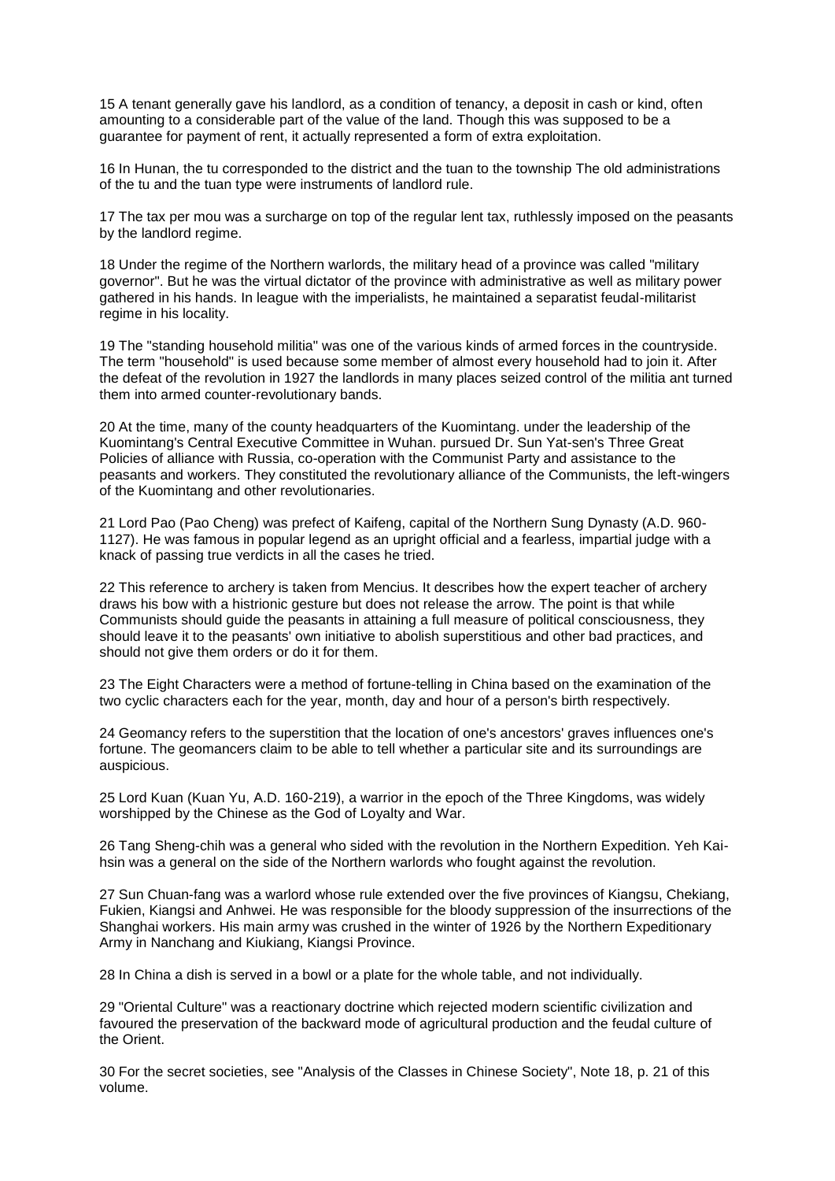15 A tenant generally gave his landlord, as a condition of tenancy, a deposit in cash or kind, often amounting to a considerable part of the value of the land. Though this was supposed to be a guarantee for payment of rent, it actually represented a form of extra exploitation.

16 In Hunan, the tu corresponded to the district and the tuan to the township The old administrations of the tu and the tuan type were instruments of landlord rule.

17 The tax per mou was a surcharge on top of the regular lent tax, ruthlessly imposed on the peasants by the landlord regime.

18 Under the regime of the Northern warlords, the military head of a province was called "military governor". But he was the virtual dictator of the province with administrative as well as military power gathered in his hands. In league with the imperialists, he maintained a separatist feudal-militarist regime in his locality.

19 The "standing household militia" was one of the various kinds of armed forces in the countryside. The term "household" is used because some member of almost every household had to join it. After the defeat of the revolution in 1927 the landlords in many places seized control of the militia ant turned them into armed counter-revolutionary bands.

20 At the time, many of the county headquarters of the Kuomintang. under the leadership of the Kuomintang's Central Executive Committee in Wuhan. pursued Dr. Sun Yat-sen's Three Great Policies of alliance with Russia, co-operation with the Communist Party and assistance to the peasants and workers. They constituted the revolutionary alliance of the Communists, the left-wingers of the Kuomintang and other revolutionaries.

21 Lord Pao (Pao Cheng) was prefect of Kaifeng, capital of the Northern Sung Dynasty (A.D. 960-1127). He was famous in popular legend as an upright official and a fearless, impartial judge with a knack of passing true verdicts in all the cases he tried.

22 This reference to archery is taken from Mencius. It describes how the expert teacher of archery draws his bow with a histrionic gesture but does not release the arrow. The point is that while Communists should guide the peasants in attaining a full measure of political consciousness, they should leave it to the peasants' own initiative to abolish superstitious and other bad practices, and should not give them orders or do it for them.

23 The Eight Characters were a method of fortune-telling in China based on the examination of the two cyclic characters each for the year, month, day and hour of a person's birth respectively.

24 Geomancy refers to the superstition that the location of one's ancestors' graves influences one's fortune. The geomancers claim to be able to tell whether a particular site and its surroundings are auspicious.

25 Lord Kuan (Kuan Yu, A.D. 160-219), a warrior in the epoch of the Three Kingdoms, was widely worshipped by the Chinese as the God of Loyalty and War.

26 Tang Sheng-chih was a general who sided with the revolution in the Northern Expedition. Yeh Kai-hsin was a general on the side of the Northern warlords who fought against the revolution.

27 Sun Chuan-fang was a warlord whose rule extended over the five provinces of Kiangsu, Chekiang, Fukien, Kiangsi and Anhwei. He was responsible for the bloody suppression of the insurrections of the Shanghai workers. His main army was crushed in the winter of 1926 by the Northern Expeditionary Army in Nanchang and Kiukiang, Kiangsi Province.

28 In China a dish is served in a bowl or a plate for the whole table, and not individually.

29 "Oriental Culture" was a reactionary doctrine which rejected modern scientific civilization and favoured the preservation of the backward mode of agricultural production and the feudal culture of the Orient.

30 For the secret societies, see "Analysis of the Classes in Chinese Society", Note 18, p. 21 of this volume.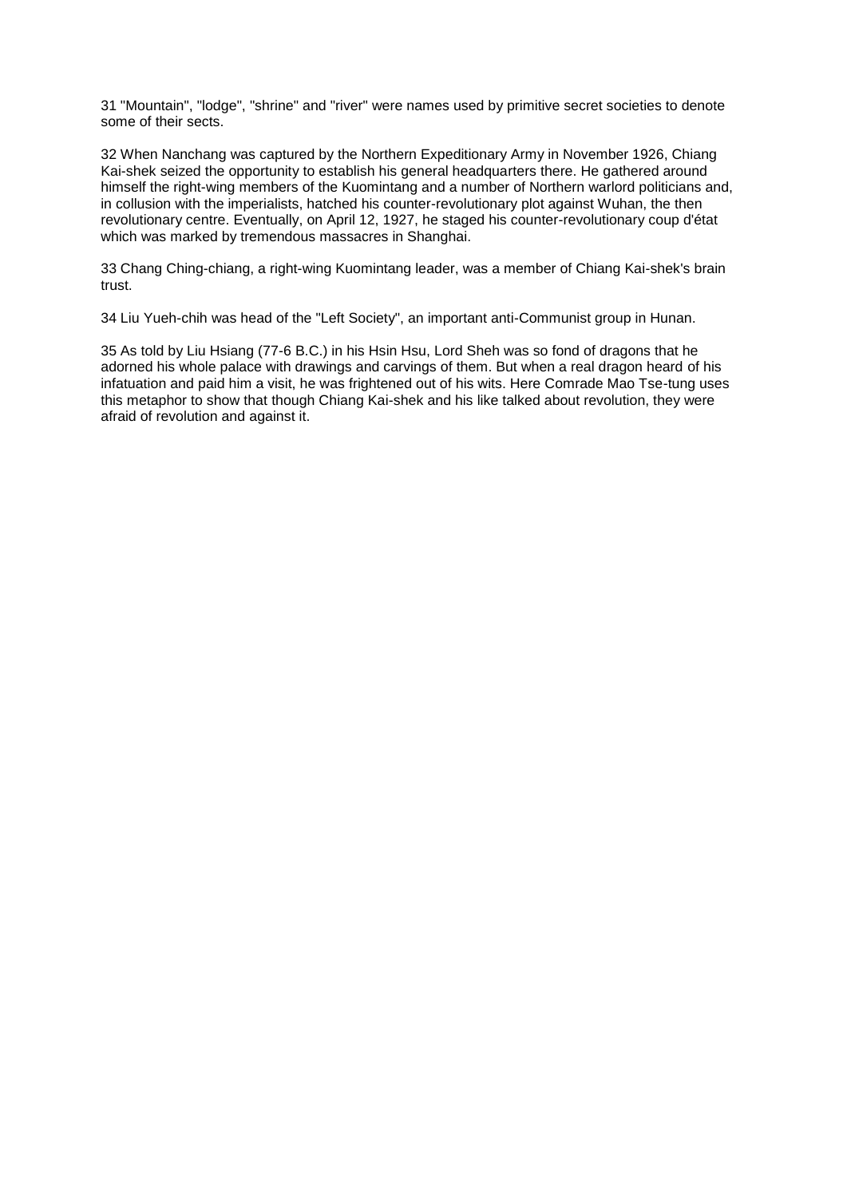31 "Mountain", "lodge", "shrine" and "river" were names used by primitive secret societies to denote some of their sects.

32 When Nanchang was captured by the Northern Expeditionary Army in November 1926, Chiang Kai-shek seized the opportunity to establish his general headquarters there. He gathered around himself the right-wing members of the Kuomintang and a number of Northern warlord politicians and, in collusion with the imperialists, hatched his counter-revolutionary plot against Wuhan, the then revolutionary centre. Eventually, on April 12, 1927, he staged his counter-revolutionary coup d'état which was marked by tremendous massacres in Shanghai.

33 Chang Ching-chiang, a right-wing Kuomintang leader, was a member of Chiang Kai-shek's brain trust.

34 Liu Yueh-chih was head of the "Left Society", an important anti-Communist group in Hunan.

35 As told by Liu Hsiang (77-6 B.C.) in his Hsin Hsu, Lord Sheh was so fond of dragons that he adorned his whole palace with drawings and carvings of them. But when a real dragon heard of his infatuation and paid him a visit, he was frightened out of his wits. Here Comrade Mao Tse-tung uses this metaphor to show that though Chiang Kai-shek and his like talked about revolution, they were afraid of revolution and against it.